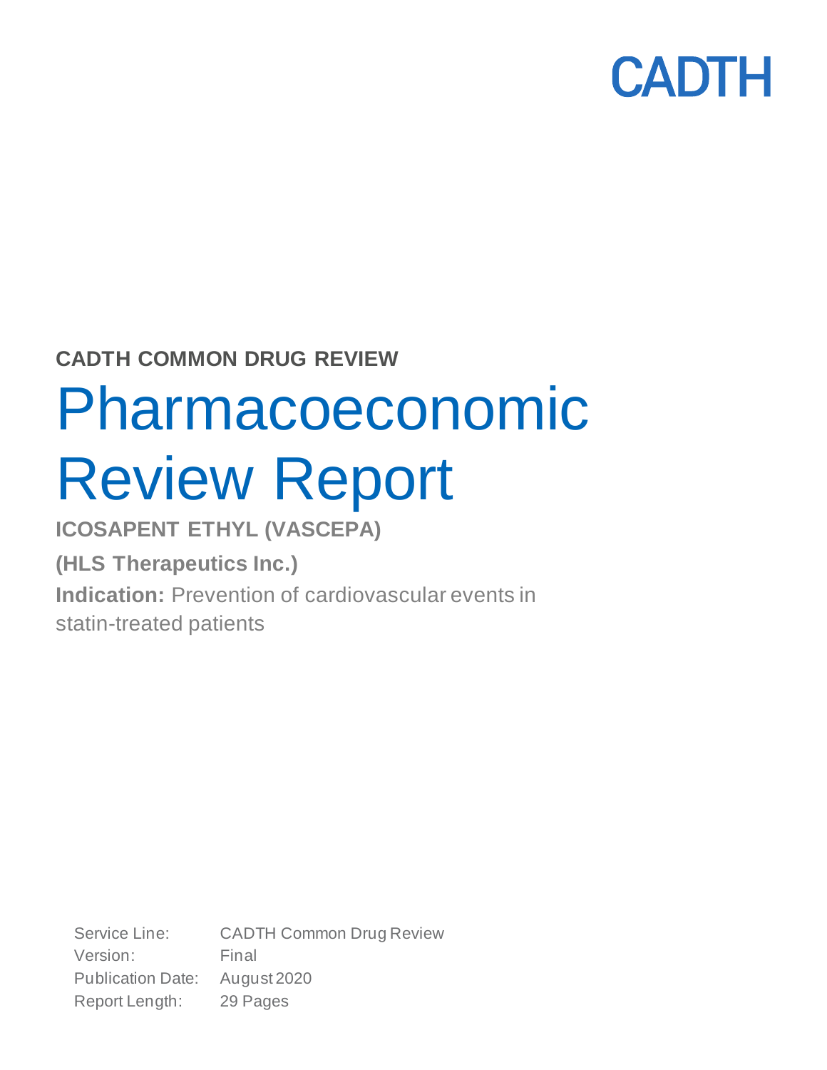CADTH

**CADTH COMMON DRUG REVIEW**

# Pharmacoeconomic Review Report

**ICOSAPENT ETHYL (VASCEPA)**

**(HLS Therapeutics Inc.)**

**Indication:** Prevention of cardiovascular events in statin-treated patients

| | |
|---|---|
| Service Line: | CADTH Common Drug Review |
| Version: | Final |
| Publication Date: | August 2020 |
| Report Length: | 29 Pages |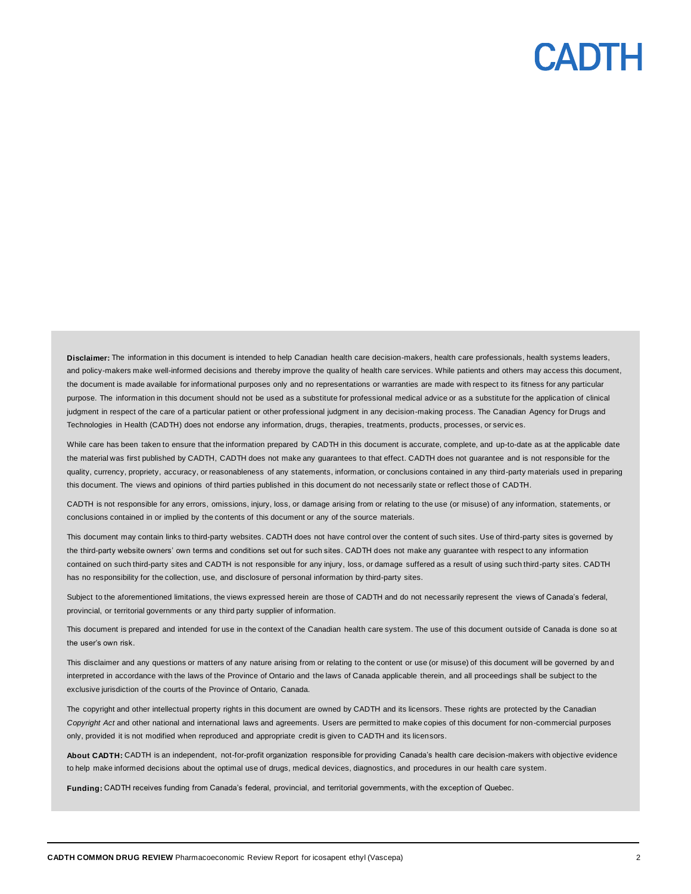**Disclaimer:** The information in this document is intended to help Canadian health care decision-makers, health care professionals, health systems leaders, and policy-makers make well-informed decisions and thereby improve the quality of health care services. While patients and others may access this document, the document is made available for informational purposes only and no representations or warranties are made with respect to its fitness for any particular purpose. The information in this document should not be used as a substitute for professional medical advice or as a substitute for the application of clinical judgment in respect of the care of a particular patient or other professional judgment in any decision-making process. The Canadian Agency for Drugs and Technologies in Health (CADTH) does not endorse any information, drugs, therapies, treatments, products, processes, or services.

While care has been taken to ensure that the information prepared by CADTH in this document is accurate, complete, and up-to-date as at the applicable date the material was first published by CADTH, CADTH does not make any guarantees to that effect. CADTH does not guarantee and is not responsible for the quality, currency, propriety, accuracy, or reasonableness of any statements, information, or conclusions contained in any third-party materials used in preparing this document. The views and opinions of third parties published in this document do not necessarily state or reflect those of CADTH.

CADTH is not responsible for any errors, omissions, injury, loss, or damage arising from or relating to the use (or misuse) of any information, statements, or conclusions contained in or implied by the contents of this document or any of the source materials.

This document may contain links to third-party websites. CADTH does not have control over the content of such sites. Use of third-party sites is governed by the third-party website owners' own terms and conditions set out for such sites. CADTH does not make any guarantee with respect to any information contained on such third-party sites and CADTH is not responsible for any injury, loss, or damage suffered as a result of using such third-party sites. CADTH has no responsibility for the collection, use, and disclosure of personal information by third-party sites.

Subject to the aforementioned limitations, the views expressed herein are those of CADTH and do not necessarily represent the views of Canada's federal, provincial, or territorial governments or any third party supplier of information.

This document is prepared and intended for use in the context of the Canadian health care system. The use of this document outside of Canada is done so at the user's own risk.

This disclaimer and any questions or matters of any nature arising from or relating to the content or use (or misuse) of this document will be governed by and interpreted in accordance with the laws of the Province of Ontario and the laws of Canada applicable therein, and all proceedings shall be subject to the exclusive jurisdiction of the courts of the Province of Ontario, Canada.

The copyright and other intellectual property rights in this document are owned by CADTH and its licensors. These rights are protected by the Canadian *Copyright Act* and other national and international laws and agreements. Users are permitted to make copies of this document for non-commercial purposes only, provided it is not modified when reproduced and appropriate credit is given to CADTH and its licensors.

**About CADTH:** CADTH is an independent, not-for-profit organization responsible for providing Canada's health care decision-makers with objective evidence to help make informed decisions about the optimal use of drugs, medical devices, diagnostics, and procedures in our health care system.

**Funding:** CADTH receives funding from Canada's federal, provincial, and territorial governments, with the exception of Quebec.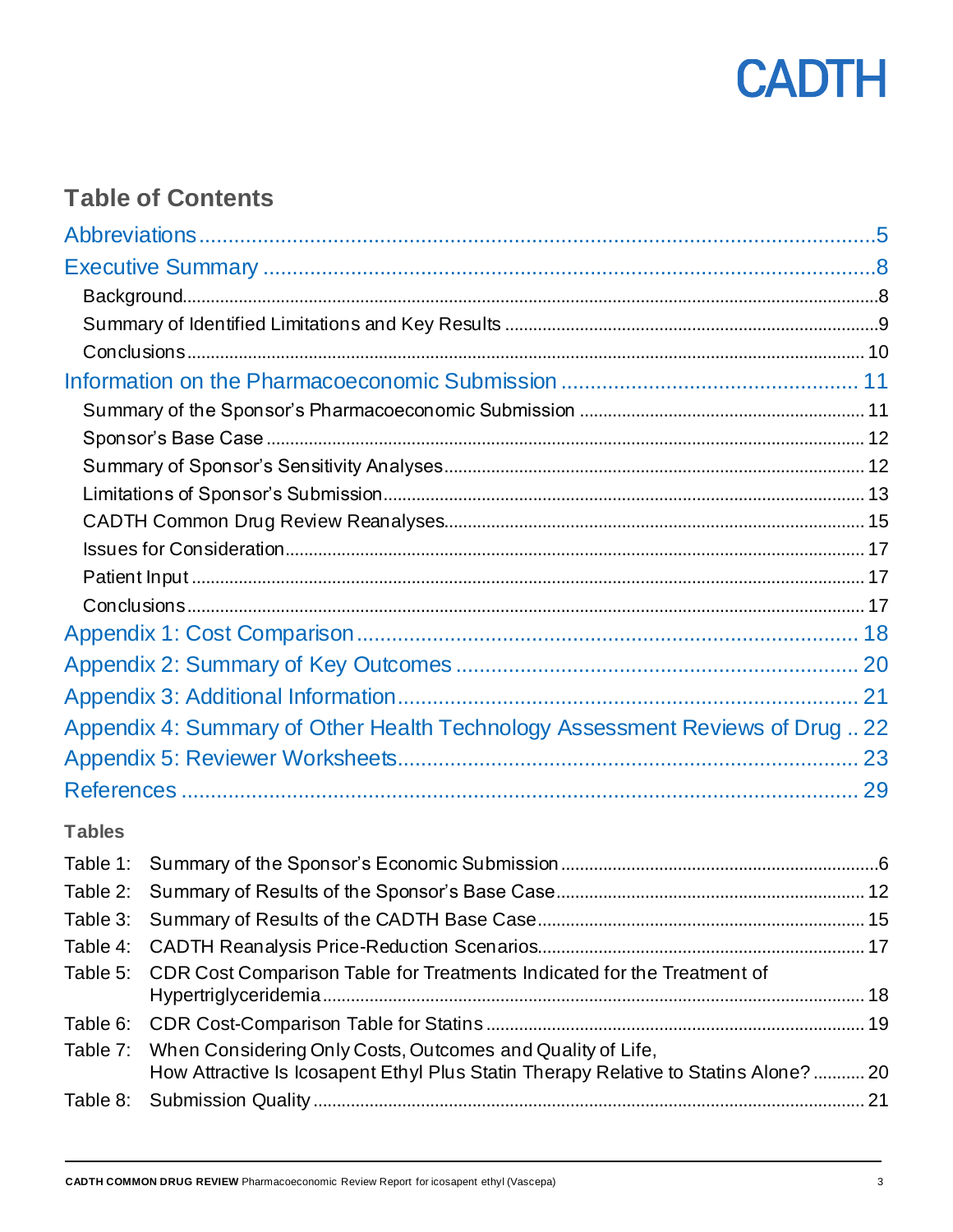## Table of Contents

Abbreviations ..... 5

Executive Summary ..... 8

- Background ..... 8
- Summary of Identified Limitations and Key Results ..... 9
- Conclusions ..... 10

Information on the Pharmacoeconomic Submission ..... 11

- Summary of the Sponsor's Pharmacoeconomic Submission ..... 11
- Sponsor's Base Case ..... 12
- Summary of Sponsor's Sensitivity Analyses ..... 12
- Limitations of Sponsor's Submission ..... 13
- CADTH Common Drug Review Reanalyses ..... 15
- Issues for Consideration ..... 17
- Patient Input ..... 17
- Conclusions ..... 17

Appendix 1: Cost Comparison ..... 18

Appendix 2: Summary of Key Outcomes ..... 20

Appendix 3: Additional Information ..... 21

Appendix 4: Summary of Other Health Technology Assessment Reviews of Drug ..... 22

Appendix 5: Reviewer Worksheets ..... 23

References ..... 29

### Tables

Table 1: Summary of the Sponsor's Economic Submission ..... 6

Table 2: Summary of Results of the Sponsor's Base Case ..... 12

Table 3: Summary of Results of the CADTH Base Case ..... 15

Table 4: CADTH Reanalysis Price-Reduction Scenarios ..... 17

Table 5: CDR Cost Comparison Table for Treatments Indicated for the Treatment of Hypertriglyceridemia ..... 18

Table 6: CDR Cost-Comparison Table for Statins ..... 19

Table 7: When Considering Only Costs, Outcomes and Quality of Life, How Attractive Is Icosapent Ethyl Plus Statin Therapy Relative to Statins Alone? ..... 20

Table 8: Submission Quality ..... 21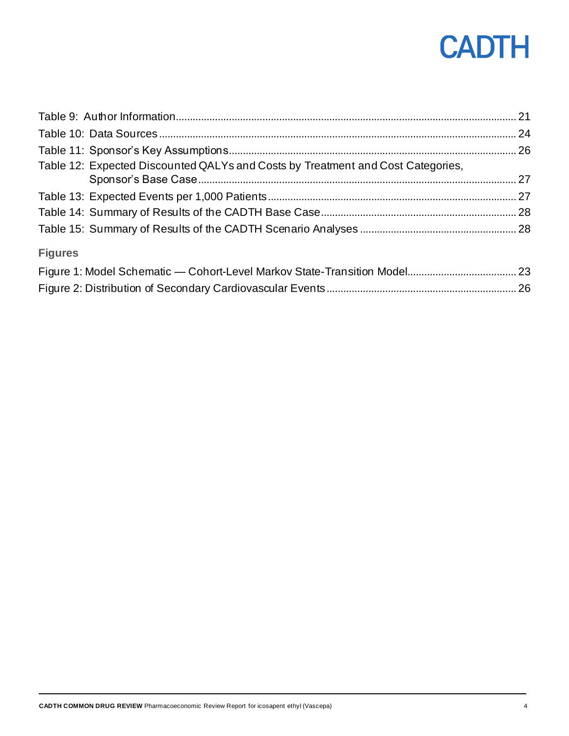Table 9: Author Information ........................................................ 21
Table 10: Data Sources ........................................................ 24
Table 11: Sponsor's Key Assumptions ........................................................ 26
Table 12: Expected Discounted QALYs and Costs by Treatment and Cost Categories, Sponsor's Base Case ........................................................ 27
Table 13: Expected Events per 1,000 Patients ........................................................ 27
Table 14: Summary of Results of the CADTH Base Case ........................................................ 28
Table 15: Summary of Results of the CADTH Scenario Analyses ........................................................ 28

### Figures

Figure 1: Model Schematic — Cohort-Level Markov State-Transition Model ........................................................ 23
Figure 2: Distribution of Secondary Cardiovascular Events ........................................................ 26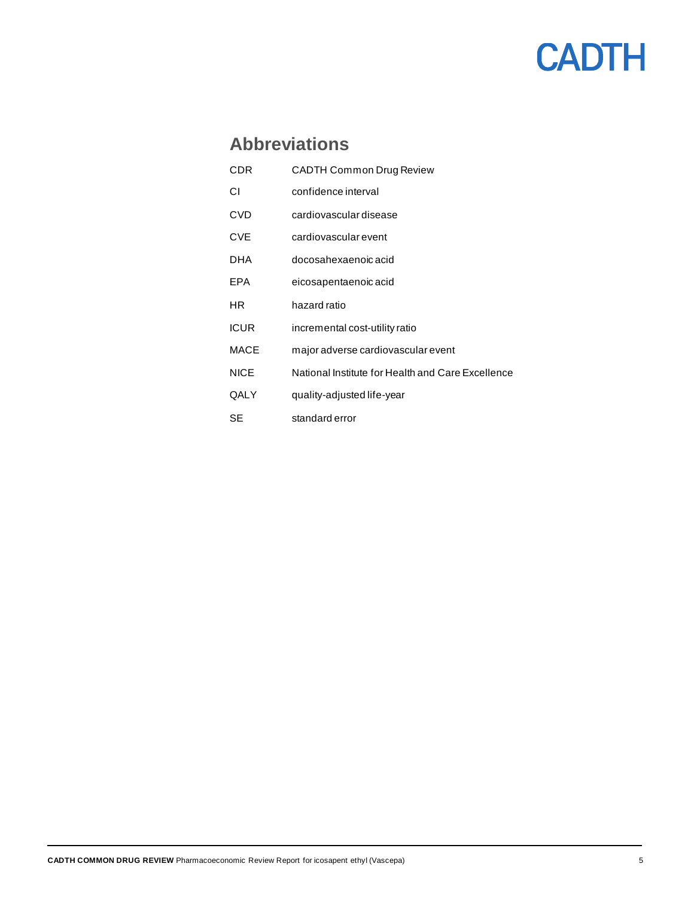## Abbreviations

| | |
|---|---|
| CDR | CADTH Common Drug Review |
| CI | confidence interval |
| CVD | cardiovascular disease |
| CVE | cardiovascular event |
| DHA | docosahexaenoic acid |
| EPA | eicosapentaenoic acid |
| HR | hazard ratio |
| ICUR | incremental cost-utility ratio |
| MACE | major adverse cardiovascular event |
| NICE | National Institute for Health and Care Excellence |
| QALY | quality-adjusted life-year |
| SE | standard error |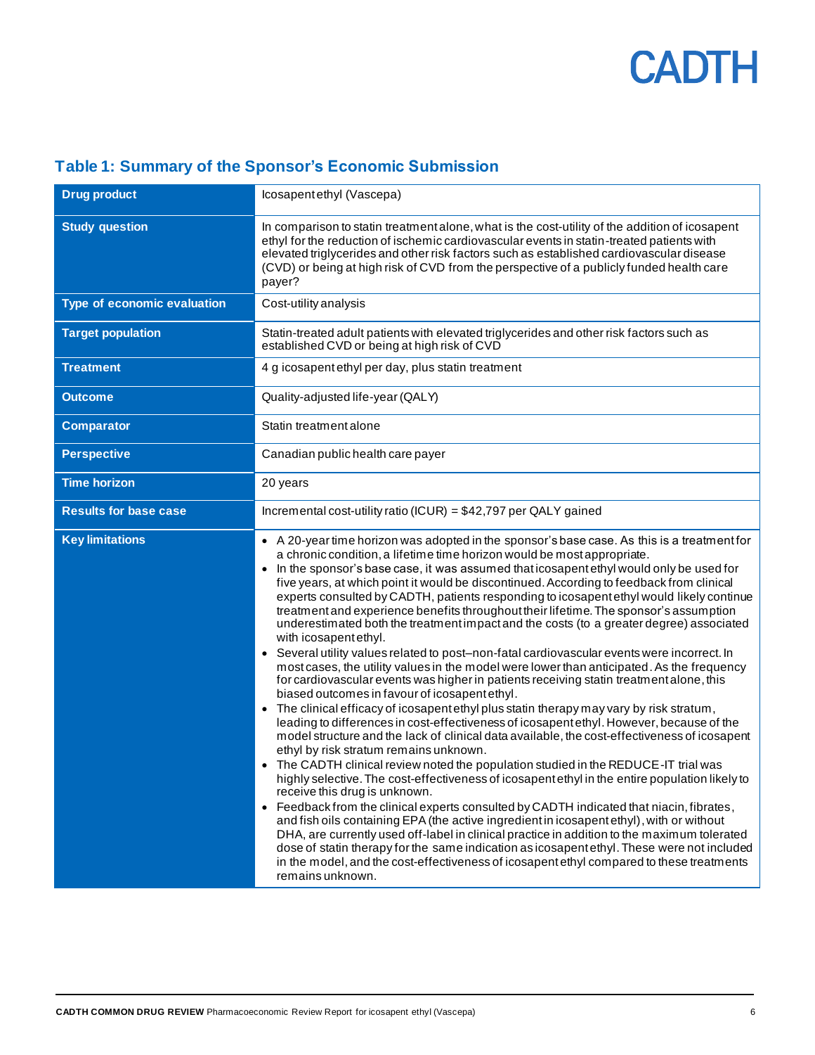## Table 1: Summary of the Sponsor's Economic Submission

| Drug product | Icosapent ethyl (Vascepa) |
|---|---|
| Study question | In comparison to statin treatment alone, what is the cost-utility of the addition of icosapent ethyl for the reduction of ischemic cardiovascular events in statin-treated patients with elevated triglycerides and other risk factors such as established cardiovascular disease (CVD) or being at high risk of CVD from the perspective of a publicly funded health care payer? |
| Type of economic evaluation | Cost-utility analysis |
| Target population | Statin-treated adult patients with elevated triglycerides and other risk factors such as established CVD or being at high risk of CVD |
| Treatment | 4 g icosapent ethyl per day, plus statin treatment |
| Outcome | Quality-adjusted life-year (QALY) |
| Comparator | Statin treatment alone |
| Perspective | Canadian public health care payer |
| Time horizon | 20 years |
| Results for base case | Incremental cost-utility ratio (ICUR) = $42,797 per QALY gained |
| Key limitations | • A 20-year time horizon was adopted in the sponsor's base case. As this is a treatment for a chronic condition, a lifetime time horizon would be most appropriate.<br>• In the sponsor's base case, it was assumed that icosapent ethyl would only be used for five years, at which point it would be discontinued. According to feedback from clinical experts consulted by CADTH, patients responding to icosapent ethyl would likely continue treatment and experience benefits throughout their lifetime. The sponsor's assumption underestimated both the treatment impact and the costs (to a greater degree) associated with icosapent ethyl.<br>• Several utility values related to post–non-fatal cardiovascular events were incorrect. In most cases, the utility values in the model were lower than anticipated. As the frequency for cardiovascular events was higher in patients receiving statin treatment alone, this biased outcomes in favour of icosapent ethyl.<br>• The clinical efficacy of icosapent ethyl plus statin therapy may vary by risk stratum, leading to differences in cost-effectiveness of icosapent ethyl. However, because of the model structure and the lack of clinical data available, the cost-effectiveness of icosapent ethyl by risk stratum remains unknown.<br>• The CADTH clinical review noted the population studied in the REDUCE-IT trial was highly selective. The cost-effectiveness of icosapent ethyl in the entire population likely to receive this drug is unknown.<br>• Feedback from the clinical experts consulted by CADTH indicated that niacin, fibrates, and fish oils containing EPA (the active ingredient in icosapent ethyl), with or without DHA, are currently used off-label in clinical practice in addition to the maximum tolerated dose of statin therapy for the same indication as icosapent ethyl. These were not included in the model, and the cost-effectiveness of icosapent ethyl compared to these treatments remains unknown. |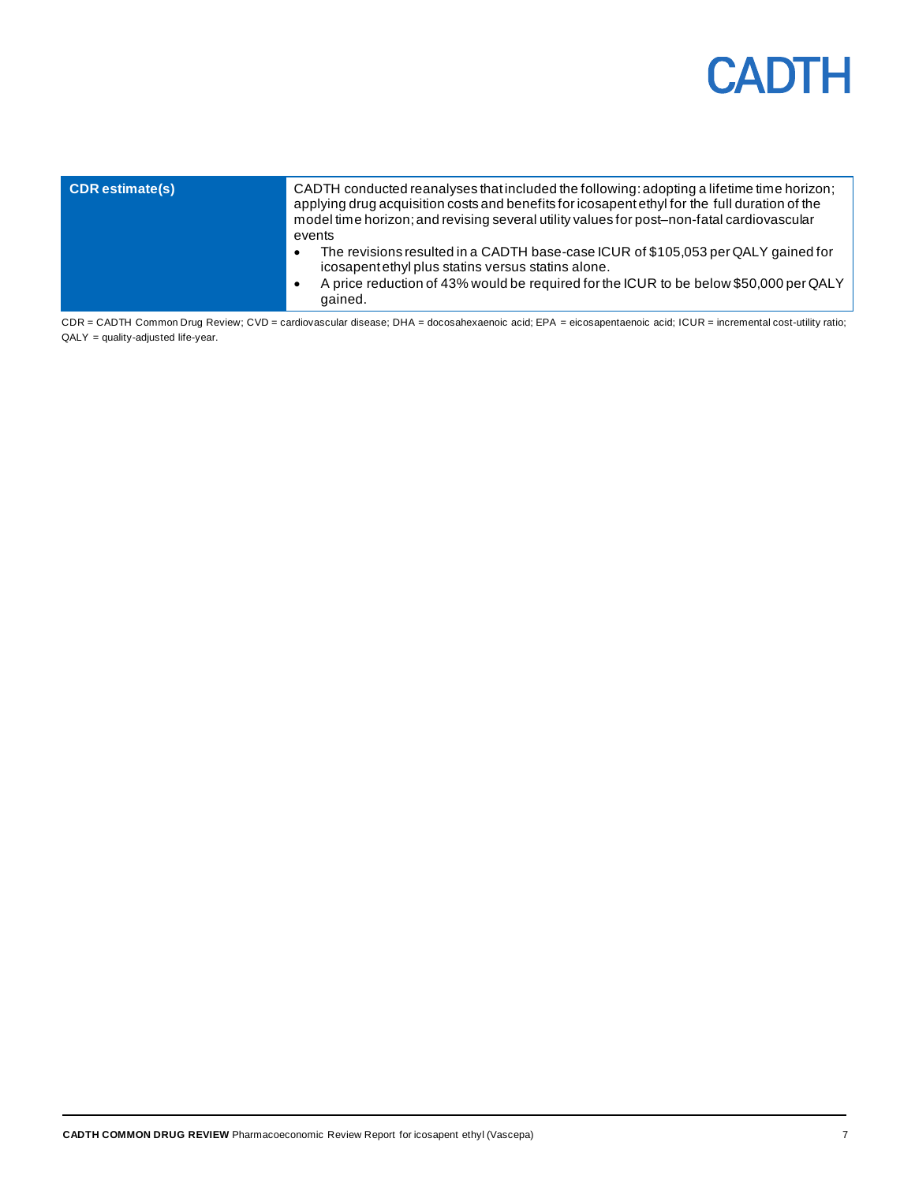| | |
|---|---|
| **CDR estimate(s)** | CADTH conducted reanalyses that included the following: adopting a lifetime time horizon; applying drug acquisition costs and benefits for icosapent ethyl for the full duration of the model time horizon; and revising several utility values for post–non-fatal cardiovascular events<br>• The revisions resulted in a CADTH base-case ICUR of $105,053 per QALY gained for icosapent ethyl plus statins versus statins alone.<br>• A price reduction of 43% would be required for the ICUR to be below $50,000 per QALY gained. |

CDR = CADTH Common Drug Review; CVD = cardiovascular disease; DHA = docosahexaenoic acid; EPA = eicosapentaenoic acid; ICUR = incremental cost-utility ratio; QALY = quality-adjusted life-year.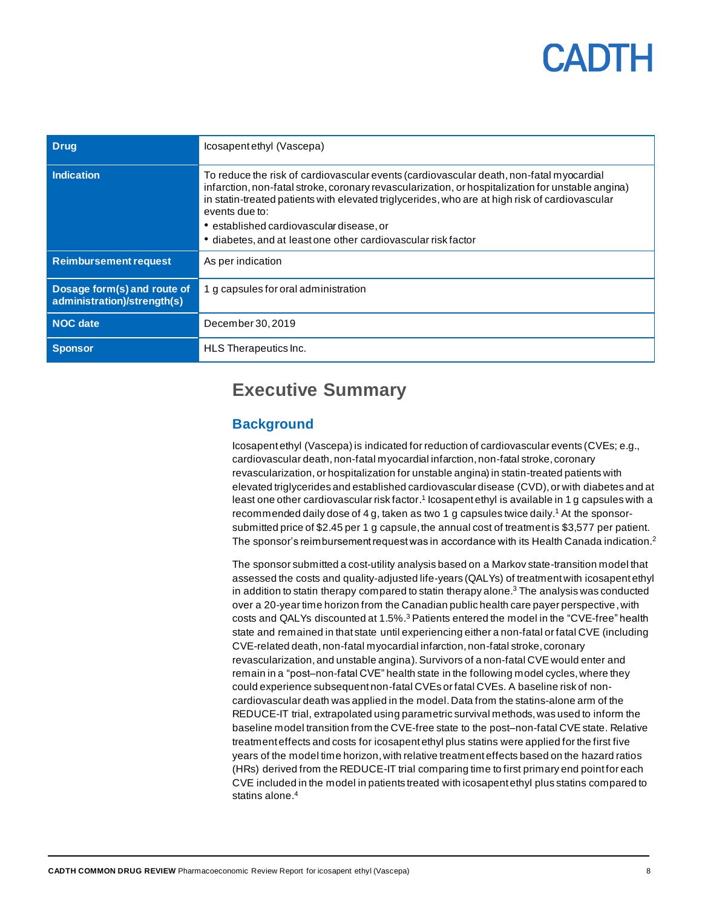| Drug | Icosapent ethyl (Vascepa) |
| --- | --- |
| Indication | To reduce the risk of cardiovascular events (cardiovascular death, non-fatal myocardial infarction, non-fatal stroke, coronary revascularization, or hospitalization for unstable angina) in statin-treated patients with elevated triglycerides, who are at high risk of cardiovascular events due to:<br>• established cardiovascular disease, or<br>• diabetes, and at least one other cardiovascular risk factor |
| Reimbursement request | As per indication |
| Dosage form(s) and route of administration)/strength(s) | 1 g capsules for oral administration |
| NOC date | December 30, 2019 |
| Sponsor | HLS Therapeutics Inc. |

# Executive Summary

## Background

Icosapent ethyl (Vascepa) is indicated for reduction of cardiovascular events (CVEs; e.g., cardiovascular death, non-fatal myocardial infarction, non-fatal stroke, coronary revascularization, or hospitalization for unstable angina) in statin-treated patients with elevated triglycerides and established cardiovascular disease (CVD), or with diabetes and at least one other cardiovascular risk factor.[1] Icosapent ethyl is available in 1 g capsules with a recommended daily dose of 4 g, taken as two 1 g capsules twice daily.[1] At the sponsor-submitted price of $2.45 per 1 g capsule, the annual cost of treatment is $3,577 per patient. The sponsor's reimbursement request was in accordance with its Health Canada indication.[2]

The sponsor submitted a cost-utility analysis based on a Markov state-transition model that assessed the costs and quality-adjusted life-years (QALYs) of treatment with icosapent ethyl in addition to statin therapy compared to statin therapy alone.[3] The analysis was conducted over a 20-year time horizon from the Canadian public health care payer perspective, with costs and QALYs discounted at 1.5%.[3] Patients entered the model in the "CVE-free" health state and remained in that state until experiencing either a non-fatal or fatal CVE (including CVE-related death, non-fatal myocardial infarction, non-fatal stroke, coronary revascularization, and unstable angina). Survivors of a non-fatal CVE would enter and remain in a "post–non-fatal CVE" health state in the following model cycles, where they could experience subsequent non-fatal CVEs or fatal CVEs. A baseline risk of non-cardiovascular death was applied in the model. Data from the statins-alone arm of the REDUCE-IT trial, extrapolated using parametric survival methods, was used to inform the baseline model transition from the CVE-free state to the post–non-fatal CVE state. Relative treatment effects and costs for icosapent ethyl plus statins were applied for the first five years of the model time horizon, with relative treatment effects based on the hazard ratios (HRs) derived from the REDUCE-IT trial comparing time to first primary end point for each CVE included in the model in patients treated with icosapent ethyl plus statins compared to statins alone.[4]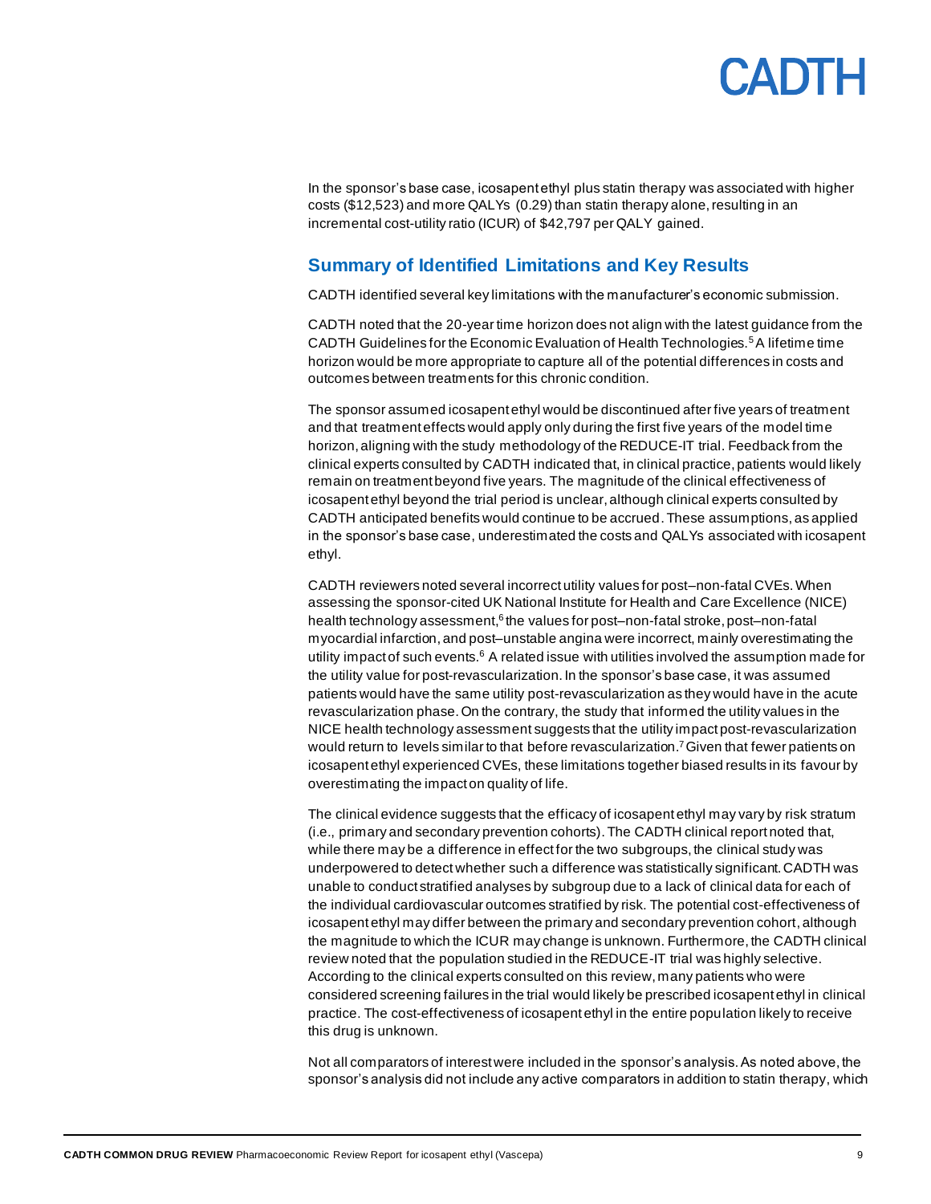In the sponsor's base case, icosapent ethyl plus statin therapy was associated with higher costs ($12,523) and more QALYs (0.29) than statin therapy alone, resulting in an incremental cost-utility ratio (ICUR) of $42,797 per QALY gained.

## Summary of Identified Limitations and Key Results

CADTH identified several key limitations with the manufacturer's economic submission.

CADTH noted that the 20-year time horizon does not align with the latest guidance from the CADTH Guidelines for the Economic Evaluation of Health Technologies.[5] A lifetime time horizon would be more appropriate to capture all of the potential differences in costs and outcomes between treatments for this chronic condition.

The sponsor assumed icosapent ethyl would be discontinued after five years of treatment and that treatment effects would apply only during the first five years of the model time horizon, aligning with the study methodology of the REDUCE-IT trial. Feedback from the clinical experts consulted by CADTH indicated that, in clinical practice, patients would likely remain on treatment beyond five years. The magnitude of the clinical effectiveness of icosapent ethyl beyond the trial period is unclear, although clinical experts consulted by CADTH anticipated benefits would continue to be accrued. These assumptions, as applied in the sponsor's base case, underestimated the costs and QALYs associated with icosapent ethyl.

CADTH reviewers noted several incorrect utility values for post–non-fatal CVEs. When assessing the sponsor-cited UK National Institute for Health and Care Excellence (NICE) health technology assessment,[6] the values for post–non-fatal stroke, post–non-fatal myocardial infarction, and post–unstable angina were incorrect, mainly overestimating the utility impact of such events.[6] A related issue with utilities involved the assumption made for the utility value for post-revascularization. In the sponsor's base case, it was assumed patients would have the same utility post-revascularization as they would have in the acute revascularization phase. On the contrary, the study that informed the utility values in the NICE health technology assessment suggests that the utility impact post-revascularization would return to levels similar to that before revascularization.[7] Given that fewer patients on icosapent ethyl experienced CVEs, these limitations together biased results in its favour by overestimating the impact on quality of life.

The clinical evidence suggests that the efficacy of icosapent ethyl may vary by risk stratum (i.e., primary and secondary prevention cohorts). The CADTH clinical report noted that, while there may be a difference in effect for the two subgroups, the clinical study was underpowered to detect whether such a difference was statistically significant. CADTH was unable to conduct stratified analyses by subgroup due to a lack of clinical data for each of the individual cardiovascular outcomes stratified by risk. The potential cost-effectiveness of icosapent ethyl may differ between the primary and secondary prevention cohort, although the magnitude to which the ICUR may change is unknown. Furthermore, the CADTH clinical review noted that the population studied in the REDUCE-IT trial was highly selective. According to the clinical experts consulted on this review, many patients who were considered screening failures in the trial would likely be prescribed icosapent ethyl in clinical practice. The cost-effectiveness of icosapent ethyl in the entire population likely to receive this drug is unknown.

Not all comparators of interest were included in the sponsor's analysis. As noted above, the sponsor's analysis did not include any active comparators in addition to statin therapy, which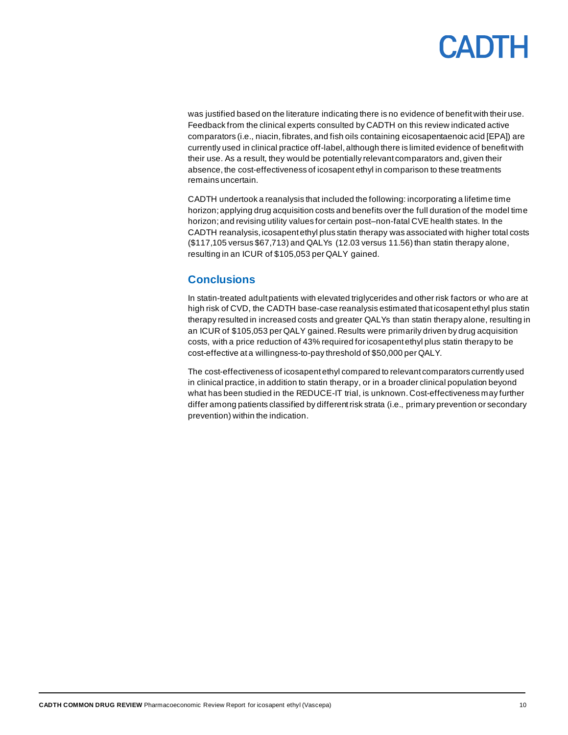was justified based on the literature indicating there is no evidence of benefit with their use. Feedback from the clinical experts consulted by CADTH on this review indicated active comparators (i.e., niacin, fibrates, and fish oils containing eicosapentaenoic acid [EPA]) are currently used in clinical practice off-label, although there is limited evidence of benefit with their use. As a result, they would be potentially relevant comparators and, given their absence, the cost-effectiveness of icosapent ethyl in comparison to these treatments remains uncertain.

CADTH undertook a reanalysis that included the following: incorporating a lifetime time horizon; applying drug acquisition costs and benefits over the full duration of the model time horizon; and revising utility values for certain post–non-fatal CVE health states. In the CADTH reanalysis, icosapent ethyl plus statin therapy was associated with higher total costs ($117,105 versus $67,713) and QALYs (12.03 versus 11.56) than statin therapy alone, resulting in an ICUR of $105,053 per QALY gained.

## Conclusions

In statin-treated adult patients with elevated triglycerides and other risk factors or who are at high risk of CVD, the CADTH base-case reanalysis estimated that icosapent ethyl plus statin therapy resulted in increased costs and greater QALYs than statin therapy alone, resulting in an ICUR of $105,053 per QALY gained. Results were primarily driven by drug acquisition costs, with a price reduction of 43% required for icosapent ethyl plus statin therapy to be cost-effective at a willingness-to-pay threshold of $50,000 per QALY.

The cost-effectiveness of icosapent ethyl compared to relevant comparators currently used in clinical practice, in addition to statin therapy, or in a broader clinical population beyond what has been studied in the REDUCE-IT trial, is unknown. Cost-effectiveness may further differ among patients classified by different risk strata (i.e., primary prevention or secondary prevention) within the indication.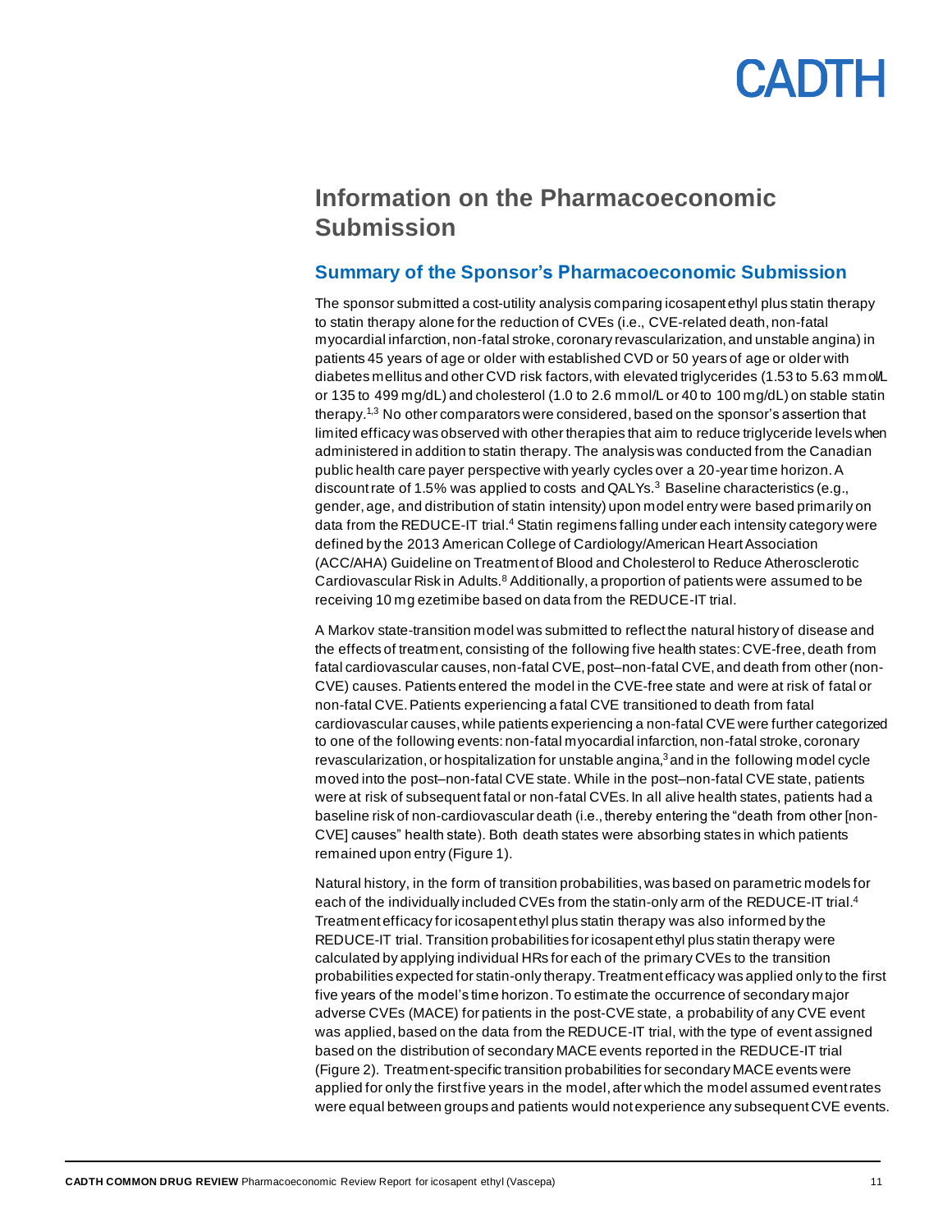# Information on the Pharmacoeconomic Submission

## Summary of the Sponsor's Pharmacoeconomic Submission

The sponsor submitted a cost-utility analysis comparing icosapent ethyl plus statin therapy to statin therapy alone for the reduction of CVEs (i.e., CVE-related death, non-fatal myocardial infarction, non-fatal stroke, coronary revascularization, and unstable angina) in patients 45 years of age or older with established CVD or 50 years of age or older with diabetes mellitus and other CVD risk factors, with elevated triglycerides (1.53 to 5.63 mmol/L or 135 to 499 mg/dL) and cholesterol (1.0 to 2.6 mmol/L or 40 to 100 mg/dL) on stable statin therapy.[1,3] No other comparators were considered, based on the sponsor's assertion that limited efficacy was observed with other therapies that aim to reduce triglyceride levels when administered in addition to statin therapy. The analysis was conducted from the Canadian public health care payer perspective with yearly cycles over a 20-year time horizon. A discount rate of 1.5% was applied to costs and QALYs.[3] Baseline characteristics (e.g., gender, age, and distribution of statin intensity) upon model entry were based primarily on data from the REDUCE-IT trial.[4] Statin regimens falling under each intensity category were defined by the 2013 American College of Cardiology/American Heart Association (ACC/AHA) Guideline on Treatment of Blood and Cholesterol to Reduce Atherosclerotic Cardiovascular Risk in Adults.[8] Additionally, a proportion of patients were assumed to be receiving 10 mg ezetimibe based on data from the REDUCE-IT trial.

A Markov state-transition model was submitted to reflect the natural history of disease and the effects of treatment, consisting of the following five health states: CVE-free, death from fatal cardiovascular causes, non-fatal CVE, post–non-fatal CVE, and death from other (non-CVE) causes. Patients entered the model in the CVE-free state and were at risk of fatal or non-fatal CVE. Patients experiencing a fatal CVE transitioned to death from fatal cardiovascular causes, while patients experiencing a non-fatal CVE were further categorized to one of the following events: non-fatal myocardial infarction, non-fatal stroke, coronary revascularization, or hospitalization for unstable angina,[3] and in the following model cycle moved into the post–non-fatal CVE state. While in the post–non-fatal CVE state, patients were at risk of subsequent fatal or non-fatal CVEs. In all alive health states, patients had a baseline risk of non-cardiovascular death (i.e., thereby entering the "death from other [non-CVE] causes" health state). Both death states were absorbing states in which patients remained upon entry (Figure 1).

Natural history, in the form of transition probabilities, was based on parametric models for each of the individually included CVEs from the statin-only arm of the REDUCE-IT trial.[4] Treatment efficacy for icosapent ethyl plus statin therapy was also informed by the REDUCE-IT trial. Transition probabilities for icosapent ethyl plus statin therapy were calculated by applying individual HRs for each of the primary CVEs to the transition probabilities expected for statin-only therapy. Treatment efficacy was applied only to the first five years of the model's time horizon. To estimate the occurrence of secondary major adverse CVEs (MACE) for patients in the post-CVE state, a probability of any CVE event was applied, based on the data from the REDUCE-IT trial, with the type of event assigned based on the distribution of secondary MACE events reported in the REDUCE-IT trial (Figure 2). Treatment-specific transition probabilities for secondary MACE events were applied for only the first five years in the model, after which the model assumed event rates were equal between groups and patients would not experience any subsequent CVE events.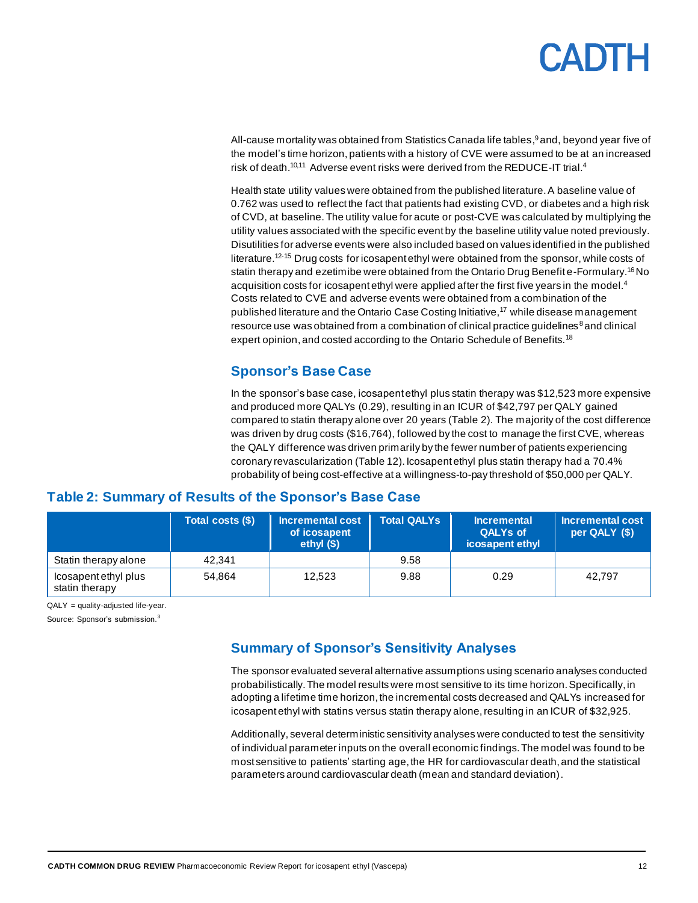All-cause mortality was obtained from Statistics Canada life tables,[9] and, beyond year five of the model's time horizon, patients with a history of CVE were assumed to be at an increased risk of death.[10,11] Adverse event risks were derived from the REDUCE-IT trial.[4]

Health state utility values were obtained from the published literature. A baseline value of 0.762 was used to reflect the fact that patients had existing CVD, or diabetes and a high risk of CVD, at baseline. The utility value for acute or post-CVE was calculated by multiplying the utility values associated with the specific event by the baseline utility value noted previously. Disutilities for adverse events were also included based on values identified in the published literature.[12-15] Drug costs for icosapent ethyl were obtained from the sponsor, while costs of statin therapy and ezetimibe were obtained from the Ontario Drug Benefit e-Formulary.[16] No acquisition costs for icosapent ethyl were applied after the first five years in the model.[4] Costs related to CVE and adverse events were obtained from a combination of the published literature and the Ontario Case Costing Initiative,[17] while disease management resource use was obtained from a combination of clinical practice guidelines[8] and clinical expert opinion, and costed according to the Ontario Schedule of Benefits.[18]

## Sponsor's Base Case

In the sponsor's base case, icosapent ethyl plus statin therapy was $12,523 more expensive and produced more QALYs (0.29), resulting in an ICUR of $42,797 per QALY gained compared to statin therapy alone over 20 years (Table 2). The majority of the cost difference was driven by drug costs ($16,764), followed by the cost to manage the first CVE, whereas the QALY difference was driven primarily by the fewer number of patients experiencing coronary revascularization (Table 12). Icosapent ethyl plus statin therapy had a 70.4% probability of being cost-effective at a willingness-to-pay threshold of $50,000 per QALY.

### Table 2: Summary of Results of the Sponsor's Base Case

| | Total costs ($) | Incremental cost of icosapent ethyl ($) | Total QALYs | Incremental QALYs of icosapent ethyl | Incremental cost per QALY ($) |
|---|---|---|---|---|---|
| Statin therapy alone | 42,341 | | 9.58 | | |
| Icosapent ethyl plus statin therapy | 54,864 | 12,523 | 9.88 | 0.29 | 42,797 |

QALY = quality-adjusted life-year.

Source: Sponsor's submission.[3]

## Summary of Sponsor's Sensitivity Analyses

The sponsor evaluated several alternative assumptions using scenario analyses conducted probabilistically. The model results were most sensitive to its time horizon. Specifically, in adopting a lifetime time horizon, the incremental costs decreased and QALYs increased for icosapent ethyl with statins versus statin therapy alone, resulting in an ICUR of $32,925.

Additionally, several deterministic sensitivity analyses were conducted to test the sensitivity of individual parameter inputs on the overall economic findings. The model was found to be most sensitive to patients' starting age, the HR for cardiovascular death, and the statistical parameters around cardiovascular death (mean and standard deviation).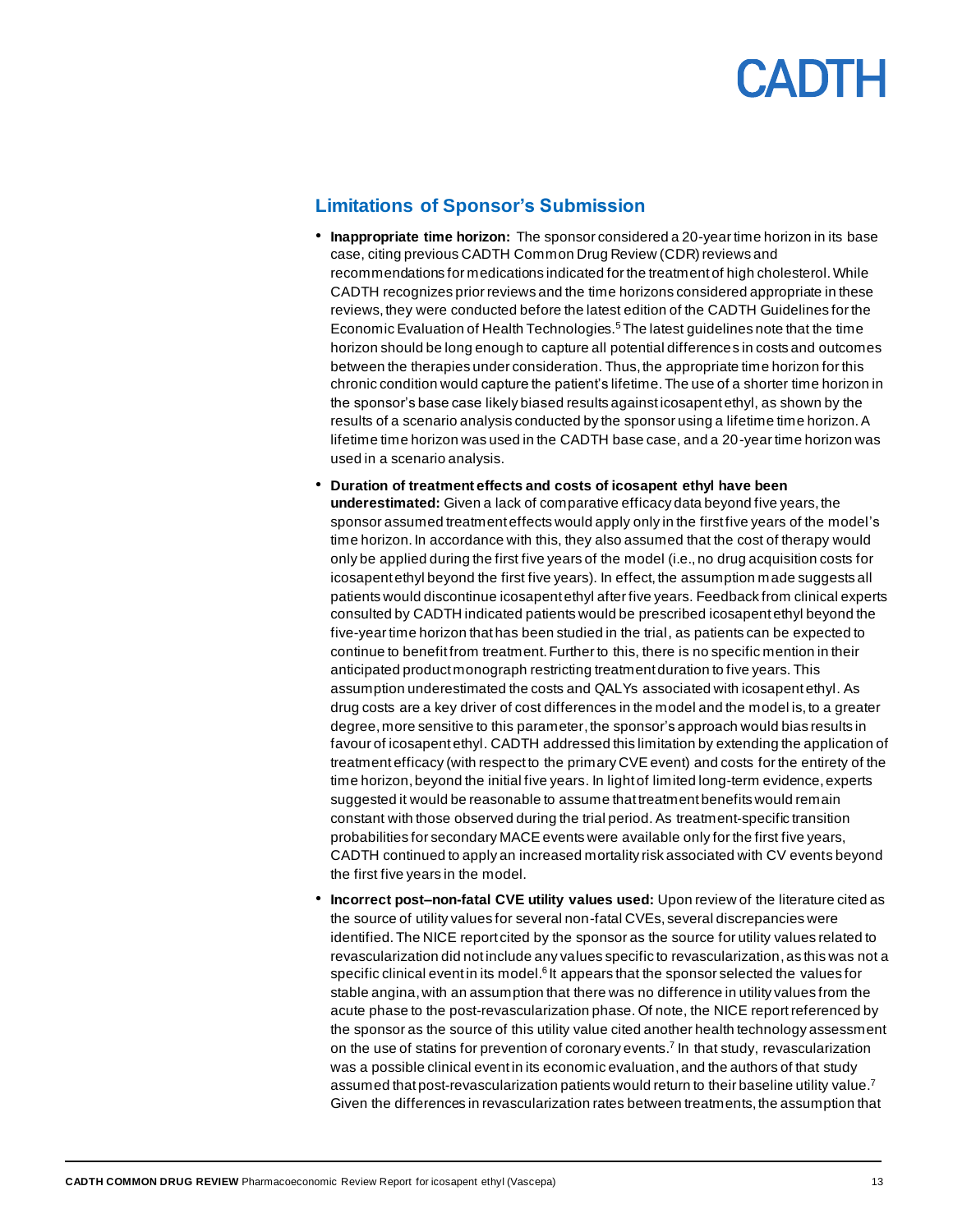## Limitations of Sponsor's Submission

- **Inappropriate time horizon:** The sponsor considered a 20-year time horizon in its base case, citing previous CADTH Common Drug Review (CDR) reviews and recommendations for medications indicated for the treatment of high cholesterol. While CADTH recognizes prior reviews and the time horizons considered appropriate in these reviews, they were conducted before the latest edition of the CADTH Guidelines for the Economic Evaluation of Health Technologies.[5] The latest guidelines note that the time horizon should be long enough to capture all potential differences in costs and outcomes between the therapies under consideration. Thus, the appropriate time horizon for this chronic condition would capture the patient's lifetime. The use of a shorter time horizon in the sponsor's base case likely biased results against icosapent ethyl, as shown by the results of a scenario analysis conducted by the sponsor using a lifetime time horizon. A lifetime time horizon was used in the CADTH base case, and a 20-year time horizon was used in a scenario analysis.
- **Duration of treatment effects and costs of icosapent ethyl have been underestimated:** Given a lack of comparative efficacy data beyond five years, the sponsor assumed treatment effects would apply only in the first five years of the model's time horizon. In accordance with this, they also assumed that the cost of therapy would only be applied during the first five years of the model (i.e., no drug acquisition costs for icosapent ethyl beyond the first five years). In effect, the assumption made suggests all patients would discontinue icosapent ethyl after five years. Feedback from clinical experts consulted by CADTH indicated patients would be prescribed icosapent ethyl beyond the five-year time horizon that has been studied in the trial, as patients can be expected to continue to benefit from treatment. Further to this, there is no specific mention in their anticipated product monograph restricting treatment duration to five years. This assumption underestimated the costs and QALYs associated with icosapent ethyl. As drug costs are a key driver of cost differences in the model and the model is, to a greater degree, more sensitive to this parameter, the sponsor's approach would bias results in favour of icosapent ethyl. CADTH addressed this limitation by extending the application of treatment efficacy (with respect to the primary CVE event) and costs for the entirety of the time horizon, beyond the initial five years. In light of limited long-term evidence, experts suggested it would be reasonable to assume that treatment benefits would remain constant with those observed during the trial period. As treatment-specific transition probabilities for secondary MACE events were available only for the first five years, CADTH continued to apply an increased mortality risk associated with CV events beyond the first five years in the model.
- **Incorrect post–non-fatal CVE utility values used:** Upon review of the literature cited as the source of utility values for several non-fatal CVEs, several discrepancies were identified. The NICE report cited by the sponsor as the source for utility values related to revascularization did not include any values specific to revascularization, as this was not a specific clinical event in its model.[6] It appears that the sponsor selected the values for stable angina, with an assumption that there was no difference in utility values from the acute phase to the post-revascularization phase. Of note, the NICE report referenced by the sponsor as the source of this utility value cited another health technology assessment on the use of statins for prevention of coronary events.[7] In that study, revascularization was a possible clinical event in its economic evaluation, and the authors of that study assumed that post-revascularization patients would return to their baseline utility value.[7] Given the differences in revascularization rates between treatments, the assumption that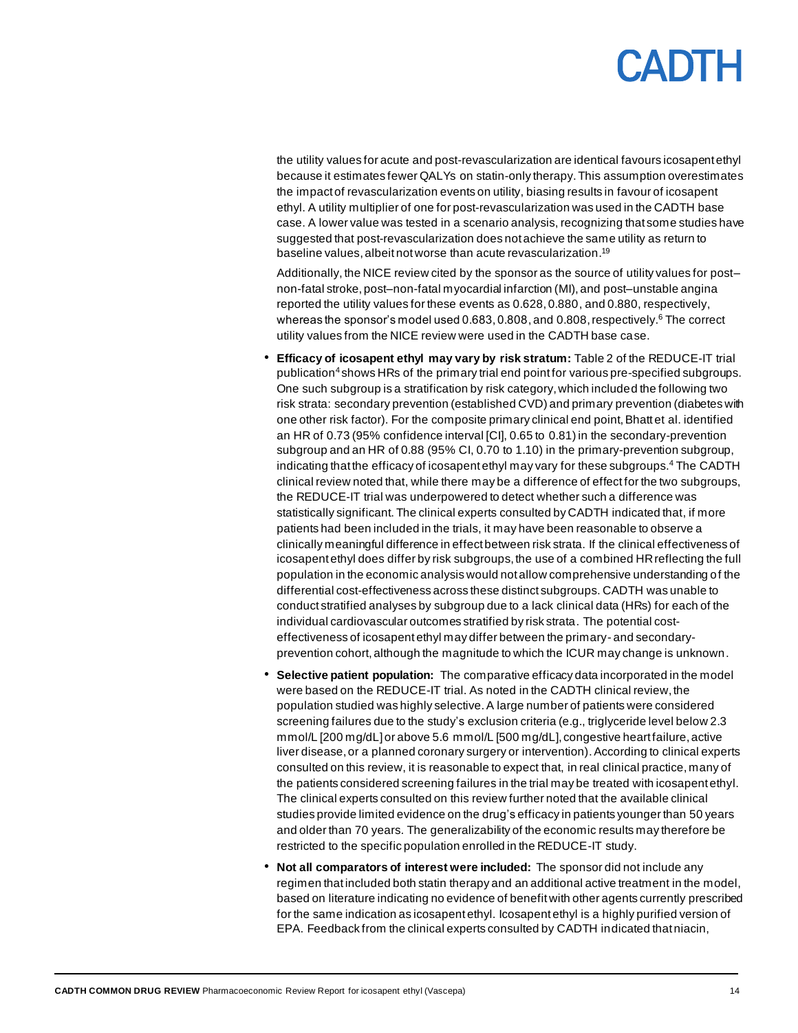the utility values for acute and post-revascularization are identical favours icosapent ethyl because it estimates fewer QALYs on statin-only therapy. This assumption overestimates the impact of revascularization events on utility, biasing results in favour of icosapent ethyl. A utility multiplier of one for post-revascularization was used in the CADTH base case. A lower value was tested in a scenario analysis, recognizing that some studies have suggested that post-revascularization does not achieve the same utility as return to baseline values, albeit not worse than acute revascularization.[19]

Additionally, the NICE review cited by the sponsor as the source of utility values for post–non-fatal stroke, post–non-fatal myocardial infarction (MI), and post–unstable angina reported the utility values for these events as 0.628, 0.880, and 0.880, respectively, whereas the sponsor's model used 0.683, 0.808, and 0.808, respectively.[6] The correct utility values from the NICE review were used in the CADTH base case.

- **Efficacy of icosapent ethyl may vary by risk stratum:** Table 2 of the REDUCE-IT trial publication[4] shows HRs of the primary trial end point for various pre-specified subgroups. One such subgroup is a stratification by risk category, which included the following two risk strata: secondary prevention (established CVD) and primary prevention (diabetes with one other risk factor). For the composite primary clinical end point, Bhatt et al. identified an HR of 0.73 (95% confidence interval [CI], 0.65 to 0.81) in the secondary-prevention subgroup and an HR of 0.88 (95% CI, 0.70 to 1.10) in the primary-prevention subgroup, indicating that the efficacy of icosapent ethyl may vary for these subgroups.[4] The CADTH clinical review noted that, while there may be a difference of effect for the two subgroups, the REDUCE-IT trial was underpowered to detect whether such a difference was statistically significant. The clinical experts consulted by CADTH indicated that, if more patients had been included in the trials, it may have been reasonable to observe a clinically meaningful difference in effect between risk strata. If the clinical effectiveness of icosapent ethyl does differ by risk subgroups, the use of a combined HR reflecting the full population in the economic analysis would not allow comprehensive understanding of the differential cost-effectiveness across these distinct subgroups. CADTH was unable to conduct stratified analyses by subgroup due to a lack clinical data (HRs) for each of the individual cardiovascular outcomes stratified by risk strata. The potential cost-effectiveness of icosapent ethyl may differ between the primary- and secondary-prevention cohort, although the magnitude to which the ICUR may change is unknown.
- **Selective patient population:** The comparative efficacy data incorporated in the model were based on the REDUCE-IT trial. As noted in the CADTH clinical review, the population studied was highly selective. A large number of patients were considered screening failures due to the study's exclusion criteria (e.g., triglyceride level below 2.3 mmol/L [200 mg/dL] or above 5.6 mmol/L [500 mg/dL], congestive heart failure, active liver disease, or a planned coronary surgery or intervention). According to clinical experts consulted on this review, it is reasonable to expect that, in real clinical practice, many of the patients considered screening failures in the trial may be treated with icosapent ethyl. The clinical experts consulted on this review further noted that the available clinical studies provide limited evidence on the drug's efficacy in patients younger than 50 years and older than 70 years. The generalizability of the economic results may therefore be restricted to the specific population enrolled in the REDUCE-IT study.
- **Not all comparators of interest were included:** The sponsor did not include any regimen that included both statin therapy and an additional active treatment in the model, based on literature indicating no evidence of benefit with other agents currently prescribed for the same indication as icosapent ethyl. Icosapent ethyl is a highly purified version of EPA. Feedback from the clinical experts consulted by CADTH indicated that niacin,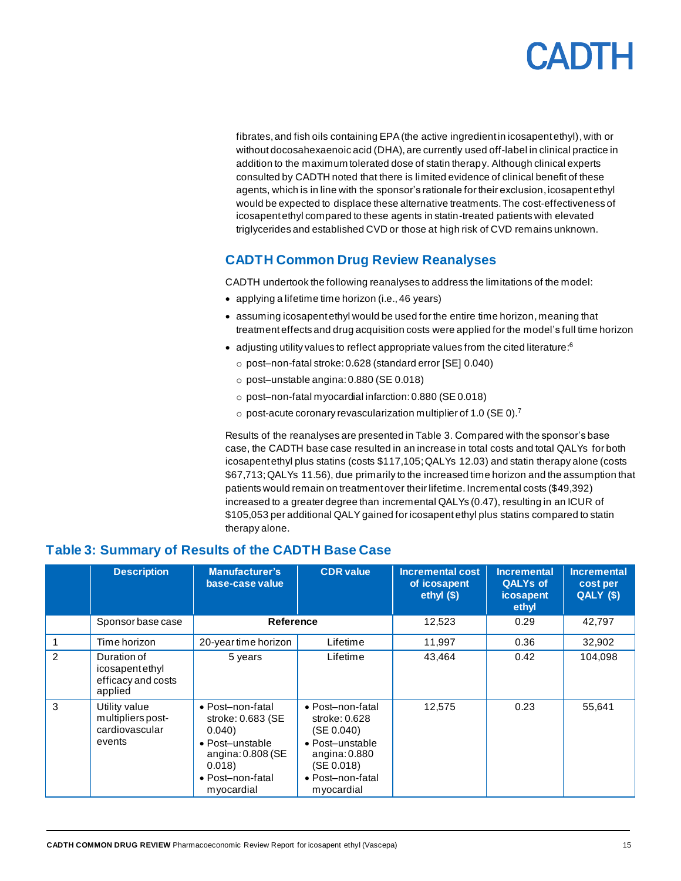fibrates, and fish oils containing EPA (the active ingredient in icosapent ethyl), with or without docosahexaenoic acid (DHA), are currently used off-label in clinical practice in addition to the maximum tolerated dose of statin therapy. Although clinical experts consulted by CADTH noted that there is limited evidence of clinical benefit of these agents, which is in line with the sponsor's rationale for their exclusion, icosapent ethyl would be expected to displace these alternative treatments. The cost-effectiveness of icosapent ethyl compared to these agents in statin-treated patients with elevated triglycerides and established CVD or those at high risk of CVD remains unknown.

## CADTH Common Drug Review Reanalyses

CADTH undertook the following reanalyses to address the limitations of the model:

- applying a lifetime time horizon (i.e., 46 years)
- assuming icosapent ethyl would be used for the entire time horizon, meaning that treatment effects and drug acquisition costs were applied for the model's full time horizon
- adjusting utility values to reflect appropriate values from the cited literature:[6]
  - post–non-fatal stroke: 0.628 (standard error [SE] 0.040)
  - post–unstable angina: 0.880 (SE 0.018)
  - post–non-fatal myocardial infarction: 0.880 (SE 0.018)
  - post-acute coronary revascularization multiplier of 1.0 (SE 0).[7]

Results of the reanalyses are presented in Table 3. Compared with the sponsor's base case, the CADTH base case resulted in an increase in total costs and total QALYs for both icosapent ethyl plus statins (costs $117,105; QALYs 12.03) and statin therapy alone (costs $67,713; QALYs 11.56), due primarily to the increased time horizon and the assumption that patients would remain on treatment over their lifetime. Incremental costs ($49,392) increased to a greater degree than incremental QALYs (0.47), resulting in an ICUR of $105,053 per additional QALY gained for icosapent ethyl plus statins compared to statin therapy alone.

### Table 3: Summary of Results of the CADTH Base Case

| | Description | Manufacturer's base-case value | CDR value | Incremental cost of icosapent ethyl ($) | Incremental QALYs of icosapent ethyl | Incremental cost per QALY ($) |
|---|---|---|---|---|---|---|
| | Sponsor base case | Reference | | 12,523 | 0.29 | 42,797 |
| 1 | Time horizon | 20-year time horizon | Lifetime | 11,997 | 0.36 | 32,902 |
| 2 | Duration of icosapent ethyl efficacy and costs applied | 5 years | Lifetime | 43,464 | 0.42 | 104,098 |
| 3 | Utility value multipliers post-cardiovascular events | • Post–non-fatal stroke: 0.683 (SE 0.040)<br>• Post–unstable angina: 0.808 (SE 0.018)<br>• Post–non-fatal myocardial | • Post–non-fatal stroke: 0.628 (SE 0.040)<br>• Post–unstable angina: 0.880 (SE 0.018)<br>• Post–non-fatal myocardial | 12,575 | 0.23 | 55,641 |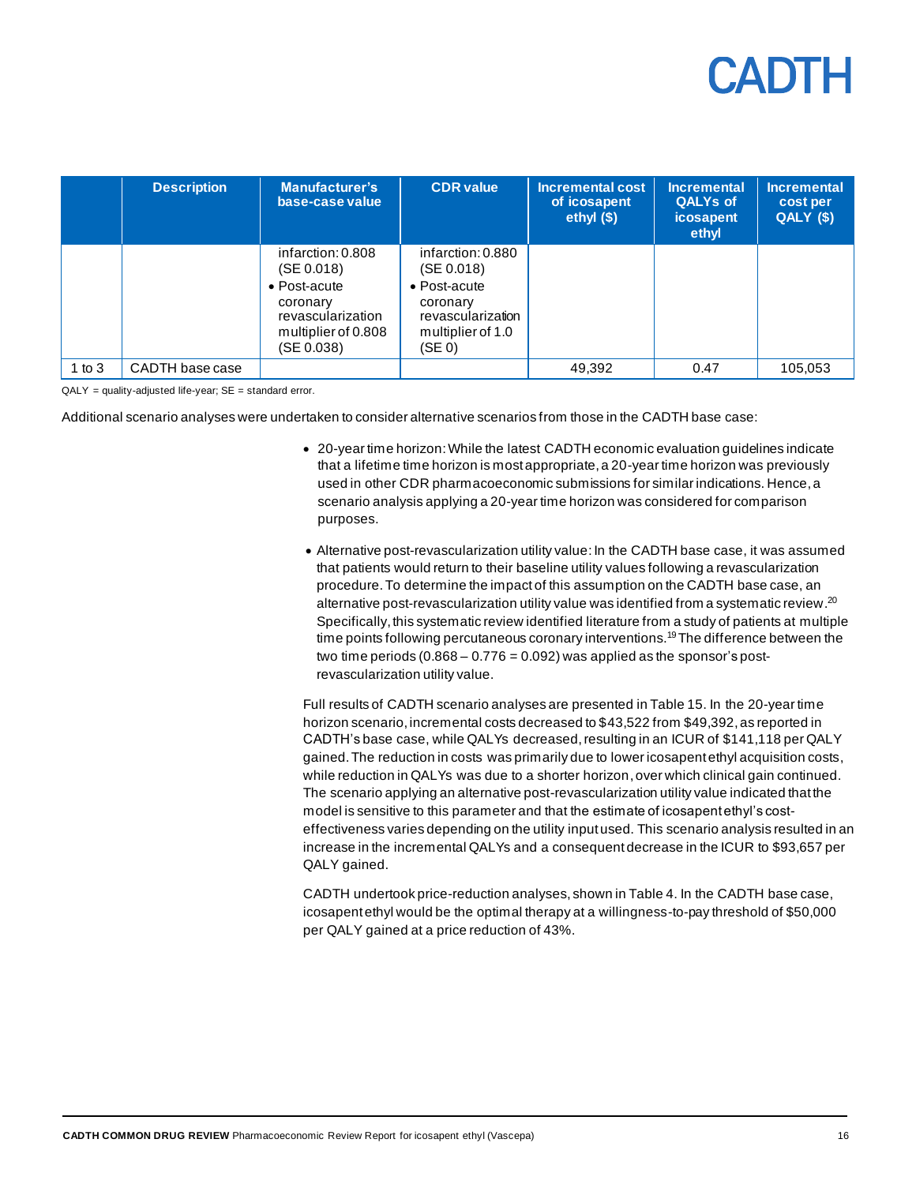|  | Description | Manufacturer's base-case value | CDR value | Incremental cost of icosapent ethyl ($) | Incremental QALYs of icosapent ethyl | Incremental cost per QALY ($) |
| --- | --- | --- | --- | --- | --- | --- |
|  |  | infarction: 0.808 (SE 0.018)<br>• Post-acute coronary revascularization multiplier of 0.808 (SE 0.038) | infarction: 0.880 (SE 0.018)<br>• Post-acute coronary revascularization multiplier of 1.0 (SE 0) |  |  |  |
| 1 to 3 | CADTH base case |  |  | 49,392 | 0.47 | 105,053 |

QALY = quality-adjusted life-year; SE = standard error.

Additional scenario analyses were undertaken to consider alternative scenarios from those in the CADTH base case:

- 20-year time horizon: While the latest CADTH economic evaluation guidelines indicate that a lifetime time horizon is most appropriate, a 20-year time horizon was previously used in other CDR pharmacoeconomic submissions for similar indications. Hence, a scenario analysis applying a 20-year time horizon was considered for comparison purposes.
- Alternative post-revascularization utility value: In the CADTH base case, it was assumed that patients would return to their baseline utility values following a revascularization procedure. To determine the impact of this assumption on the CADTH base case, an alternative post-revascularization utility value was identified from a systematic review.[20] Specifically, this systematic review identified literature from a study of patients at multiple time points following percutaneous coronary interventions.[19] The difference between the two time periods (0.868 – 0.776 = 0.092) was applied as the sponsor's post-revascularization utility value.

Full results of CADTH scenario analyses are presented in Table 15. In the 20-year time horizon scenario, incremental costs decreased to $43,522 from $49,392, as reported in CADTH's base case, while QALYs decreased, resulting in an ICUR of $141,118 per QALY gained. The reduction in costs was primarily due to lower icosapent ethyl acquisition costs, while reduction in QALYs was due to a shorter horizon, over which clinical gain continued. The scenario applying an alternative post-revascularization utility value indicated that the model is sensitive to this parameter and that the estimate of icosapent ethyl's cost-effectiveness varies depending on the utility input used. This scenario analysis resulted in an increase in the incremental QALYs and a consequent decrease in the ICUR to $93,657 per QALY gained.

CADTH undertook price-reduction analyses, shown in Table 4. In the CADTH base case, icosapent ethyl would be the optimal therapy at a willingness-to-pay threshold of $50,000 per QALY gained at a price reduction of 43%.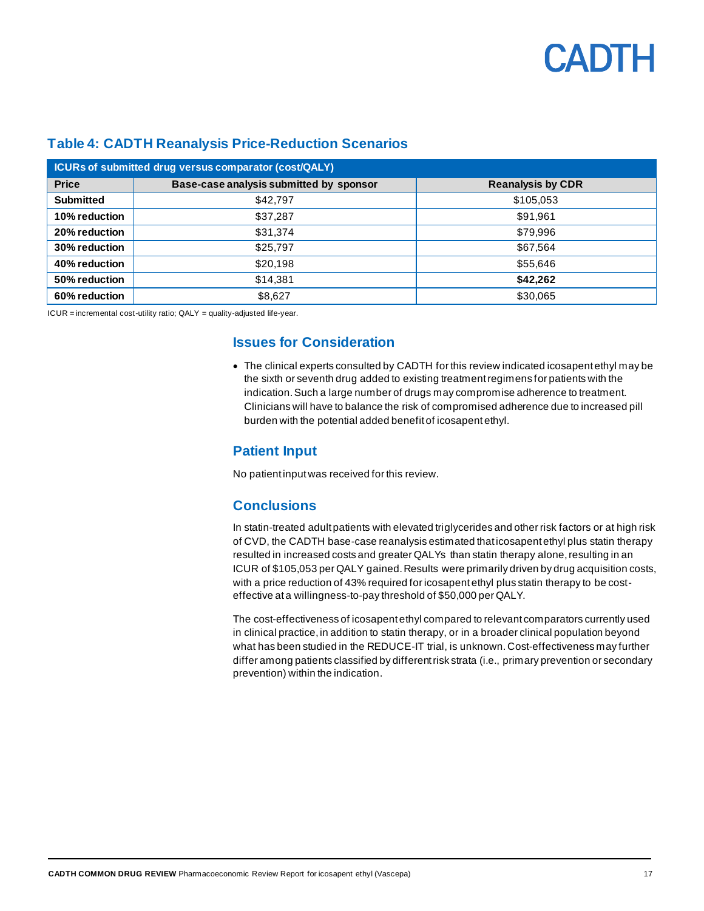## Table 4: CADTH Reanalysis Price-Reduction Scenarios

| ICURs of submitted drug versus comparator (cost/QALY) | | |
|---|---|---|
| **Price** | **Base-case analysis submitted by sponsor** | **Reanalysis by CDR** |
| **Submitted** | $42,797 | $105,053 |
| **10% reduction** | $37,287 | $91,961 |
| **20% reduction** | $31,374 | $79,996 |
| **30% reduction** | $25,797 | $67,564 |
| **40% reduction** | $20,198 | $55,646 |
| **50% reduction** | $14,381 | **$42,262** |
| **60% reduction** | $8,627 | $30,065 |

ICUR = incremental cost-utility ratio; QALY = quality-adjusted life-year.

## Issues for Consideration

- The clinical experts consulted by CADTH for this review indicated icosapent ethyl may be the sixth or seventh drug added to existing treatment regimens for patients with the indication. Such a large number of drugs may compromise adherence to treatment. Clinicians will have to balance the risk of compromised adherence due to increased pill burden with the potential added benefit of icosapent ethyl.

## Patient Input

No patient input was received for this review.

## Conclusions

In statin-treated adult patients with elevated triglycerides and other risk factors or at high risk of CVD, the CADTH base-case reanalysis estimated that icosapent ethyl plus statin therapy resulted in increased costs and greater QALYs than statin therapy alone, resulting in an ICUR of $105,053 per QALY gained. Results were primarily driven by drug acquisition costs, with a price reduction of 43% required for icosapent ethyl plus statin therapy to be cost-effective at a willingness-to-pay threshold of $50,000 per QALY.

The cost-effectiveness of icosapent ethyl compared to relevant comparators currently used in clinical practice, in addition to statin therapy, or in a broader clinical population beyond what has been studied in the REDUCE-IT trial, is unknown. Cost-effectiveness may further differ among patients classified by different risk strata (i.e., primary prevention or secondary prevention) within the indication.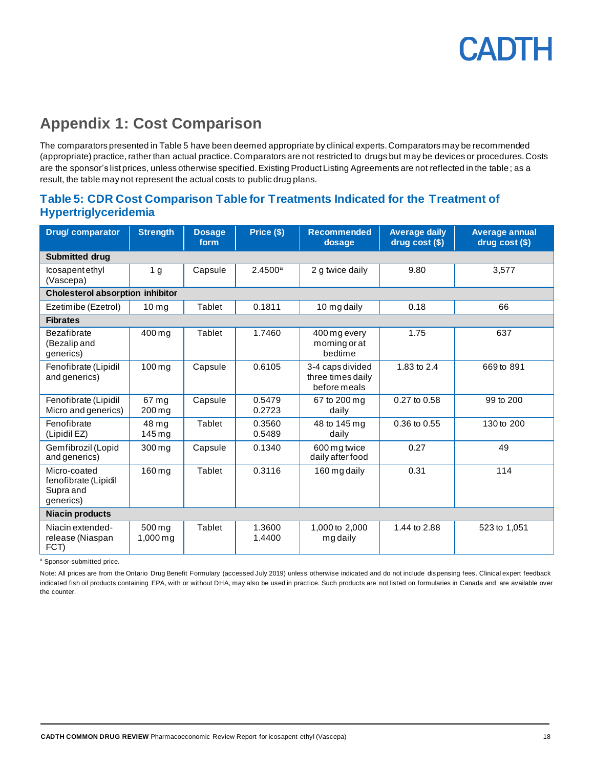## Appendix 1: Cost Comparison

The comparators presented in Table 5 have been deemed appropriate by clinical experts. Comparators may be recommended (appropriate) practice, rather than actual practice. Comparators are not restricted to drugs but may be devices or procedures. Costs are the sponsor's list prices, unless otherwise specified. Existing Product Listing Agreements are not reflected in the table; as a result, the table may not represent the actual costs to public drug plans.

### Table 5: CDR Cost Comparison Table for Treatments Indicated for the Treatment of Hypertriglyceridemia

| Drug/ comparator | Strength | Dosage form | Price ($) | Recommended dosage | Average daily drug cost ($) | Average annual drug cost ($) |
|---|---|---|---|---|---|---|
| **Submitted drug** | | | | | | |
| Icosapent ethyl (Vascepa) | 1 g | Capsule | 2.4500[a] | 2 g twice daily | 9.80 | 3,577 |
| **Cholesterol absorption inhibitor** | | | | | | |
| Ezetimibe (Ezetrol) | 10 mg | Tablet | 0.1811 | 10 mg daily | 0.18 | 66 |
| **Fibrates** | | | | | | |
| Bezafibrate (Bezalip and generics) | 400 mg | Tablet | 1.7460 | 400 mg every morning or at bedtime | 1.75 | 637 |
| Fenofibrate (Lipidil and generics) | 100 mg | Capsule | 0.6105 | 3-4 caps divided three times daily before meals | 1.83 to 2.4 | 669 to 891 |
| Fenofibrate (Lipidil Micro and generics) | 67 mg<br>200 mg | Capsule | 0.5479<br>0.2723 | 67 to 200 mg daily | 0.27 to 0.58 | 99 to 200 |
| Fenofibrate (Lipidil EZ) | 48 mg<br>145 mg | Tablet | 0.3560<br>0.5489 | 48 to 145 mg daily | 0.36 to 0.55 | 130 to 200 |
| Gemfibrozil (Lopid and generics) | 300 mg | Capsule | 0.1340 | 600 mg twice daily after food | 0.27 | 49 |
| Micro-coated fenofibrate (Lipidil Supra and generics) | 160 mg | Tablet | 0.3116 | 160 mg daily | 0.31 | 114 |
| **Niacin products** | | | | | | |
| Niacin extended-release (Niaspan FCT) | 500 mg<br>1,000 mg | Tablet | 1.3600<br>1.4400 | 1,000 to 2,000 mg daily | 1.44 to 2.88 | 523 to 1,051 |

[a] Sponsor-submitted price.

Note: All prices are from the Ontario Drug Benefit Formulary (accessed July 2019) unless otherwise indicated and do not include dispensing fees. Clinical expert feedback indicated fish oil products containing EPA, with or without DHA, may also be used in practice. Such products are not listed on formularies in Canada and are available over the counter.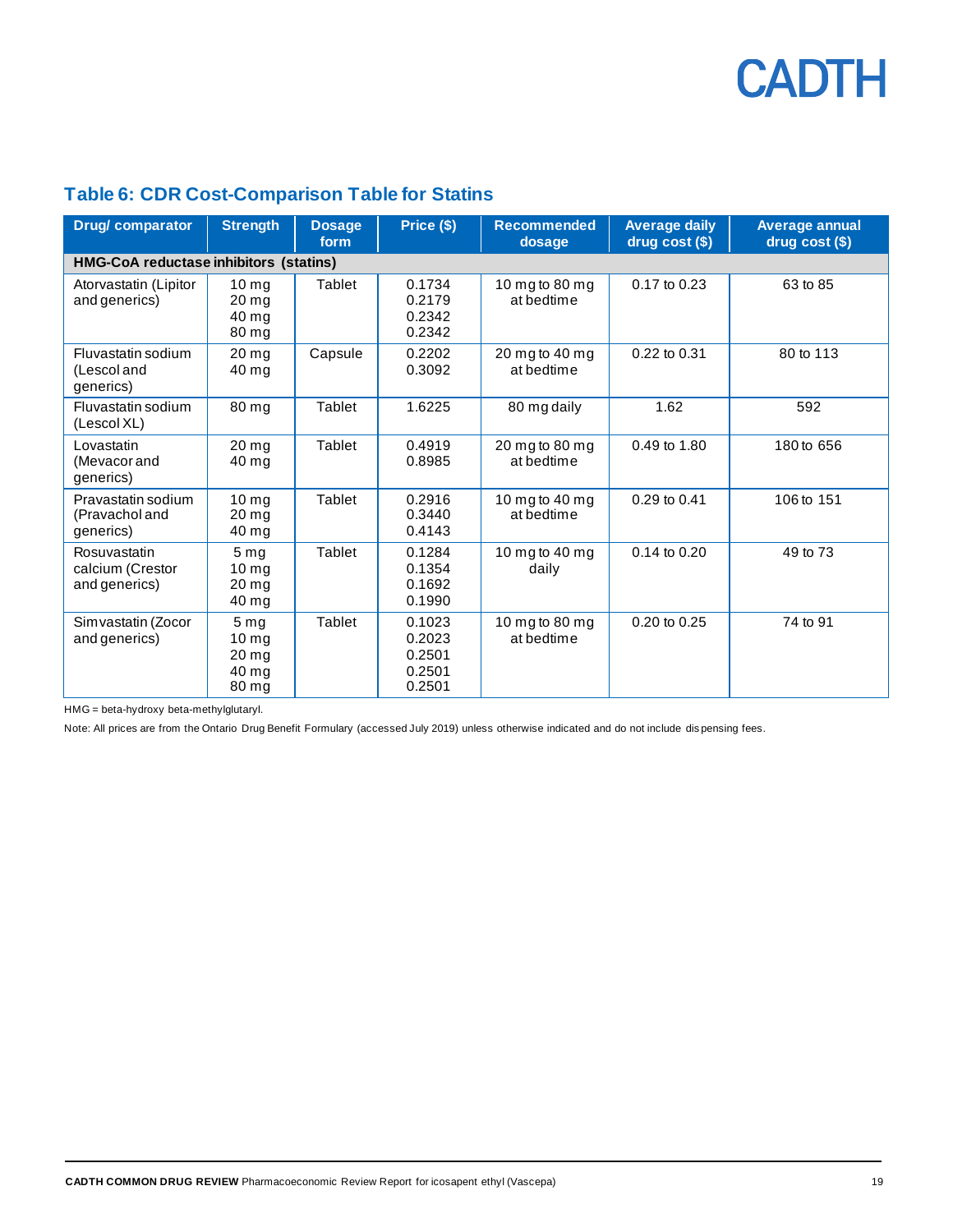## Table 6: CDR Cost-Comparison Table for Statins

| Drug/ comparator | Strength | Dosage form | Price ($) | Recommended dosage | Average daily drug cost ($) | Average annual drug cost ($) |
|---|---|---|---|---|---|---|
| **HMG-CoA reductase inhibitors (statins)** | | | | | | |
| Atorvastatin (Lipitor and generics) | 10 mg<br>20 mg<br>40 mg<br>80 mg | Tablet | 0.1734<br>0.2179<br>0.2342<br>0.2342 | 10 mg to 80 mg at bedtime | 0.17 to 0.23 | 63 to 85 |
| Fluvastatin sodium (Lescol and generics) | 20 mg<br>40 mg | Capsule | 0.2202<br>0.3092 | 20 mg to 40 mg at bedtime | 0.22 to 0.31 | 80 to 113 |
| Fluvastatin sodium (Lescol XL) | 80 mg | Tablet | 1.6225 | 80 mg daily | 1.62 | 592 |
| Lovastatin (Mevacor and generics) | 20 mg<br>40 mg | Tablet | 0.4919<br>0.8985 | 20 mg to 80 mg at bedtime | 0.49 to 1.80 | 180 to 656 |
| Pravastatin sodium (Pravachol and generics) | 10 mg<br>20 mg<br>40 mg | Tablet | 0.2916<br>0.3440<br>0.4143 | 10 mg to 40 mg at bedtime | 0.29 to 0.41 | 106 to 151 |
| Rosuvastatin calcium (Crestor and generics) | 5 mg<br>10 mg<br>20 mg<br>40 mg | Tablet | 0.1284<br>0.1354<br>0.1692<br>0.1990 | 10 mg to 40 mg daily | 0.14 to 0.20 | 49 to 73 |
| Simvastatin (Zocor and generics) | 5 mg<br>10 mg<br>20 mg<br>40 mg<br>80 mg | Tablet | 0.1023<br>0.2023<br>0.2501<br>0.2501<br>0.2501 | 10 mg to 80 mg at bedtime | 0.20 to 0.25 | 74 to 91 |

HMG = beta-hydroxy beta-methylglutaryl.

Note: All prices are from the Ontario Drug Benefit Formulary (accessed July 2019) unless otherwise indicated and do not include dispensing fees.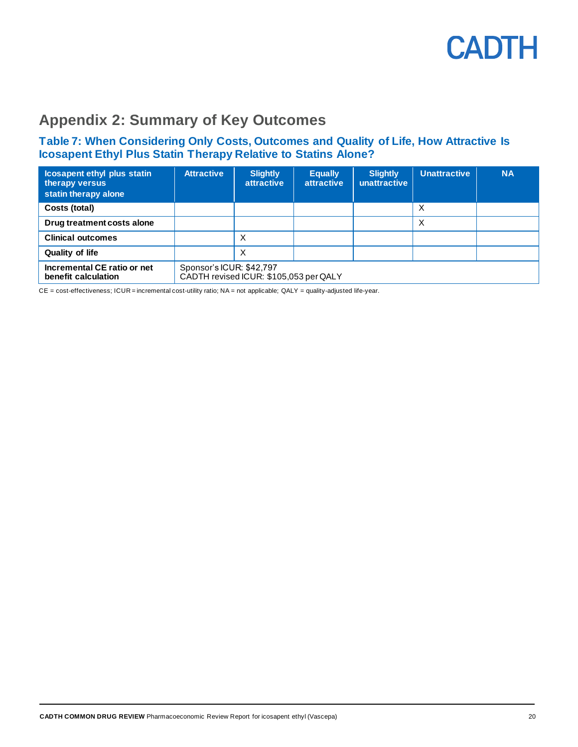## Appendix 2: Summary of Key Outcomes

### Table 7: When Considering Only Costs, Outcomes and Quality of Life, How Attractive Is Icosapent Ethyl Plus Statin Therapy Relative to Statins Alone?

| Icosapent ethyl plus statin therapy versus statin therapy alone | Attractive | Slightly attractive | Equally attractive | Slightly unattractive | Unattractive | NA |
|---|---|---|---|---|---|---|
| **Costs (total)** | | | | | X | |
| **Drug treatment costs alone** | | | | | X | |
| **Clinical outcomes** | | X | | | | |
| **Quality of life** | | X | | | | |
| **Incremental CE ratio or net benefit calculation** | Sponsor's ICUR: $42,797<br>CADTH revised ICUR: $105,053 per QALY | | | | | |

CE = cost-effectiveness; ICUR = incremental cost-utility ratio; NA = not applicable; QALY = quality-adjusted life-year.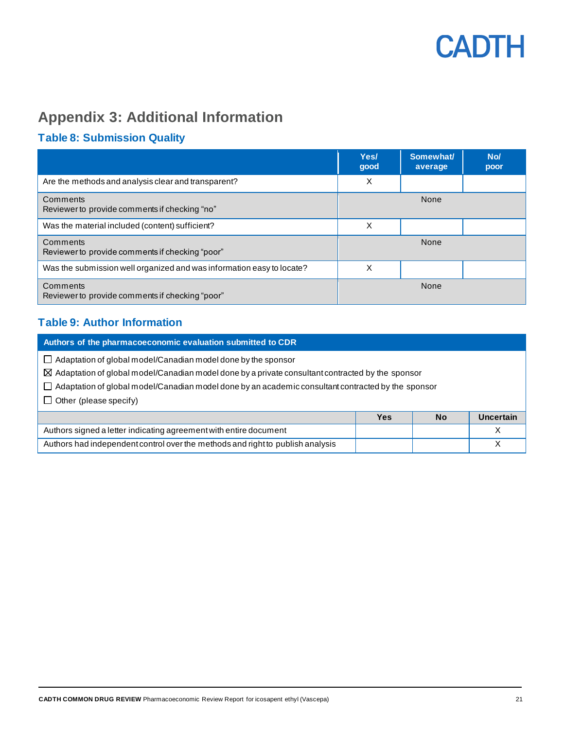## Appendix 3: Additional Information

### Table 8: Submission Quality

| | Yes/ good | Somewhat/ average | No/ poor |
|---|---|---|---|
| Are the methods and analysis clear and transparent? | X | | |
| Comments<br>Reviewer to provide comments if checking "no" | None | | |
| Was the material included (content) sufficient? | X | | |
| Comments<br>Reviewer to provide comments if checking "poor" | None | | |
| Was the submission well organized and was information easy to locate? | X | | |
| Comments<br>Reviewer to provide comments if checking "poor" | None | | |

### Table 9: Author Information

**Authors of the pharmacoeconomic evaluation submitted to CDR**

☐ Adaptation of global model/Canadian model done by the sponsor

☒ Adaptation of global model/Canadian model done by a private consultant contracted by the sponsor

☐ Adaptation of global model/Canadian model done by an academic consultant contracted by the sponsor

☐ Other (please specify)

| | Yes | No | Uncertain |
|---|---|---|---|
| Authors signed a letter indicating agreement with entire document | | | X |
| Authors had independent control over the methods and right to publish analysis | | | X |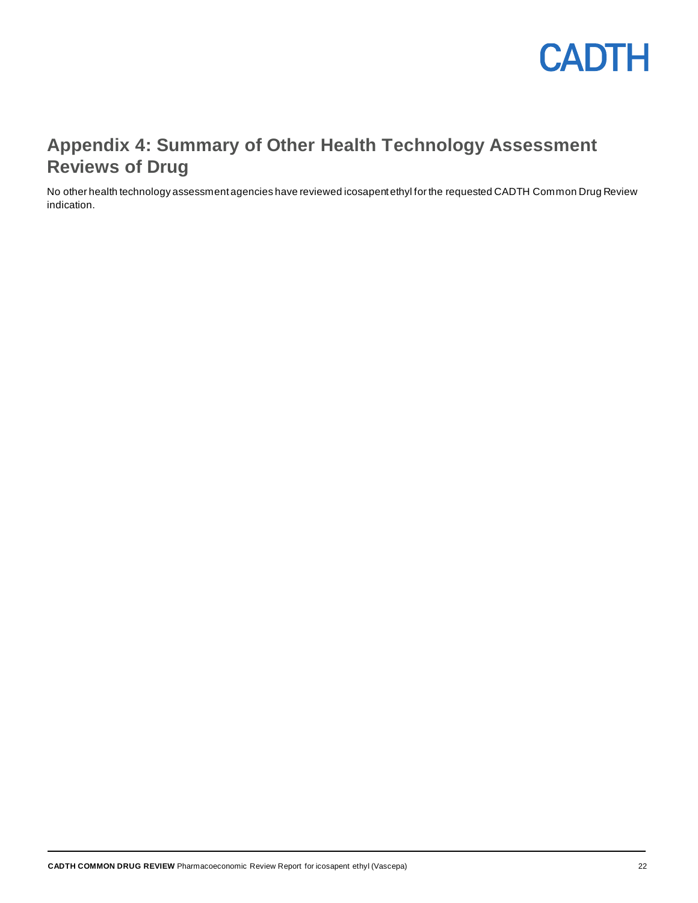## Appendix 4: Summary of Other Health Technology Assessment Reviews of Drug

No other health technology assessment agencies have reviewed icosapent ethyl for the requested CADTH Common Drug Review indication.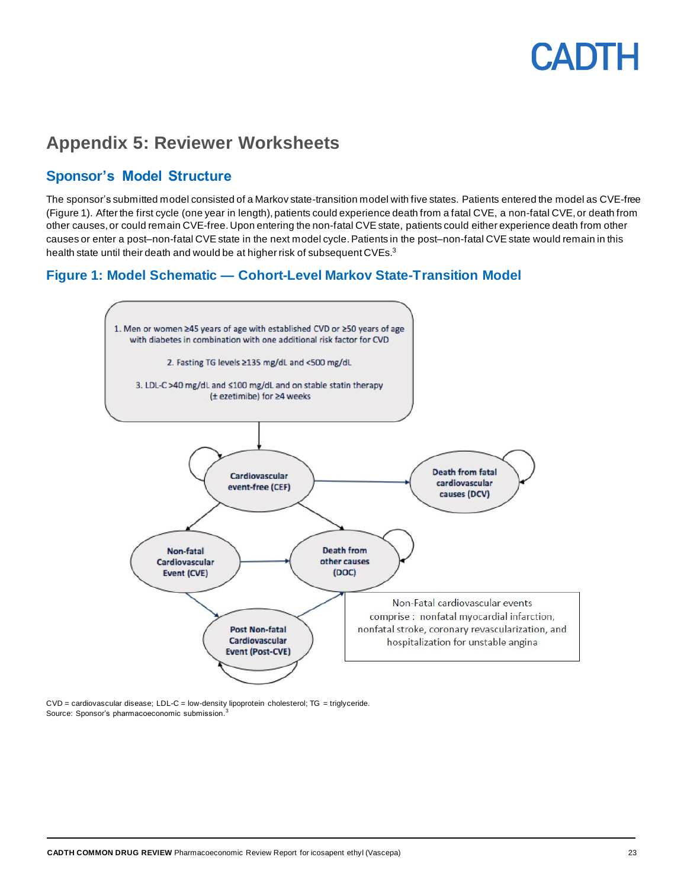## Appendix 5: Reviewer Worksheets

### Sponsor's Model Structure

The sponsor's submitted model consisted of a Markov state-transition model with five states. Patients entered the model as CVE-free (Figure 1). After the first cycle (one year in length), patients could experience death from a fatal CVE, a non-fatal CVE, or death from other causes, or could remain CVE-free. Upon entering the non-fatal CVE state, patients could either experience death from other causes or enter a post–non-fatal CVE state in the next model cycle. Patients in the post–non-fatal CVE state would remain in this health state until their death and would be at higher risk of subsequent CVEs.[3]

### Figure 1: Model Schematic — Cohort-Level Markov State-Transition Model

1. Men or women ≥45 years of age with established CVD or ≥50 years of age with diabetes in combination with one additional risk factor for CVD

2. Fasting TG levels ≥135 mg/dL and <500 mg/dL

3. LDL-C >40 mg/dL and ≤100 mg/dL and on stable statin therapy (± ezetimibe) for ≥4 weeks

Cardiovascular event-free (CEF)

Death from fatal cardiovascular causes (DCV)

Non-fatal Cardiovascular Event (CVE)

Death from other causes (DOC)

Post Non-fatal Cardiovascular Event (Post-CVE)

Non-Fatal cardiovascular events comprise: nonfatal myocardial infarction, nonfatal stroke, coronary revascularization, and hospitalization for unstable angina

CVD = cardiovascular disease; LDL-C = low-density lipoprotein cholesterol; TG = triglyceride.
Source: Sponsor's pharmacoeconomic submission.[3]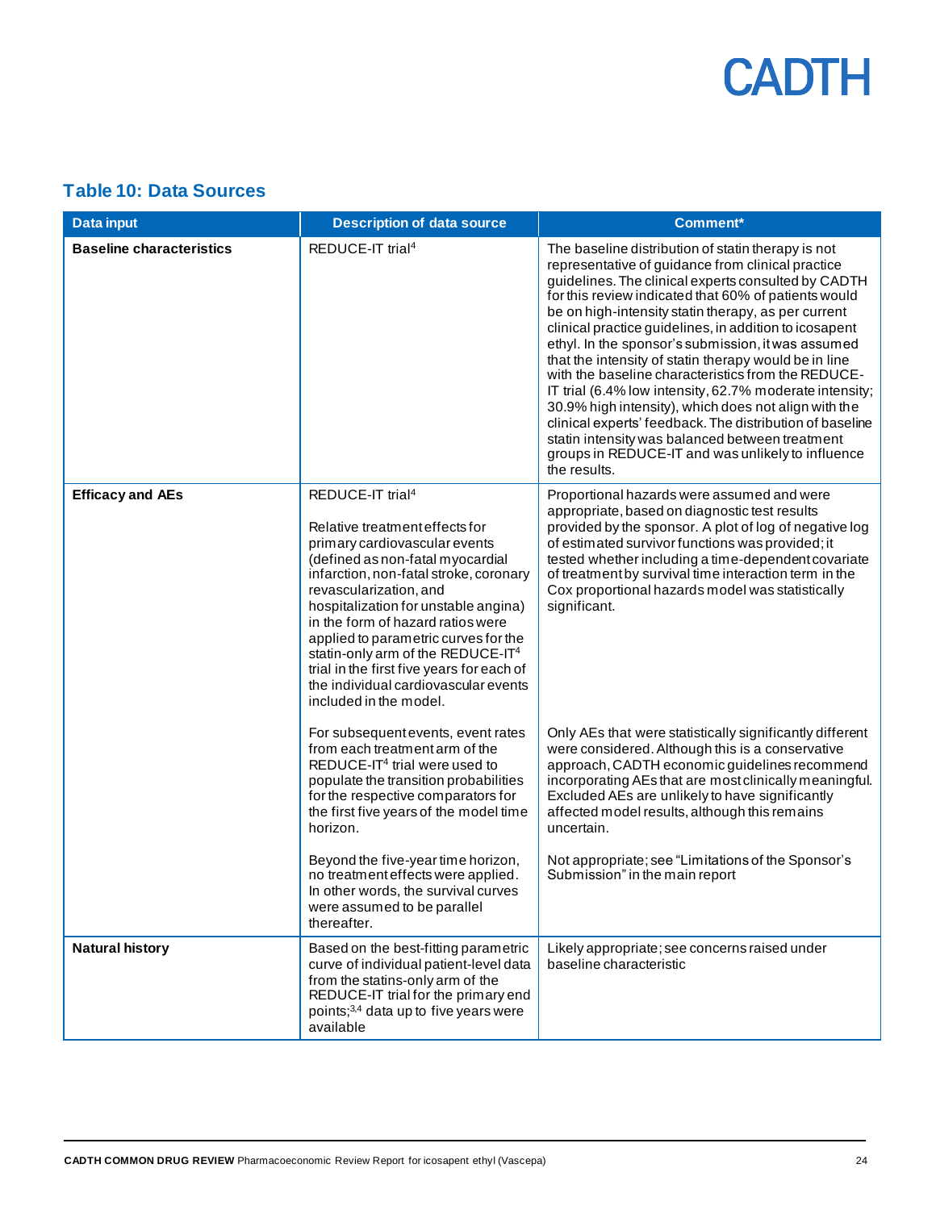## Table 10: Data Sources

| Data input | Description of data source | Comment* |
|---|---|---|
| **Baseline characteristics** | REDUCE-IT trial[4] | The baseline distribution of statin therapy is not representative of guidance from clinical practice guidelines. The clinical experts consulted by CADTH for this review indicated that 60% of patients would be on high-intensity statin therapy, as per current clinical practice guidelines, in addition to icosapent ethyl. In the sponsor's submission, it was assumed that the intensity of statin therapy would be in line with the baseline characteristics from the REDUCE-IT trial (6.4% low intensity, 62.7% moderate intensity; 30.9% high intensity), which does not align with the clinical experts' feedback. The distribution of baseline statin intensity was balanced between treatment groups in REDUCE-IT and was unlikely to influence the results. |
| **Efficacy and AEs** | REDUCE-IT trial[4]<br><br>Relative treatment effects for primary cardiovascular events (defined as non-fatal myocardial infarction, non-fatal stroke, coronary revascularization, and hospitalization for unstable angina) in the form of hazard ratios were applied to parametric curves for the statin-only arm of the REDUCE-IT[4] trial in the first five years for each of the individual cardiovascular events included in the model. | Proportional hazards were assumed and were appropriate, based on diagnostic test results provided by the sponsor. A plot of log of negative log of estimated survivor functions was provided; it tested whether including a time-dependent covariate of treatment by survival time interaction term in the Cox proportional hazards model was statistically significant. |
| | For subsequent events, event rates from each treatment arm of the REDUCE-IT[4] trial were used to populate the transition probabilities for the respective comparators for the first five years of the model time horizon. | Only AEs that were statistically significantly different were considered. Although this is a conservative approach, CADTH economic guidelines recommend incorporating AEs that are most clinically meaningful. Excluded AEs are unlikely to have significantly affected model results, although this remains uncertain. |
| | Beyond the five-year time horizon, no treatment effects were applied. In other words, the survival curves were assumed to be parallel thereafter. | Not appropriate; see "Limitations of the Sponsor's Submission" in the main report |
| **Natural history** | Based on the best-fitting parametric curve of individual patient-level data from the statins-only arm of the REDUCE-IT trial for the primary end points;[3,4] data up to five years were available | Likely appropriate; see concerns raised under baseline characteristic |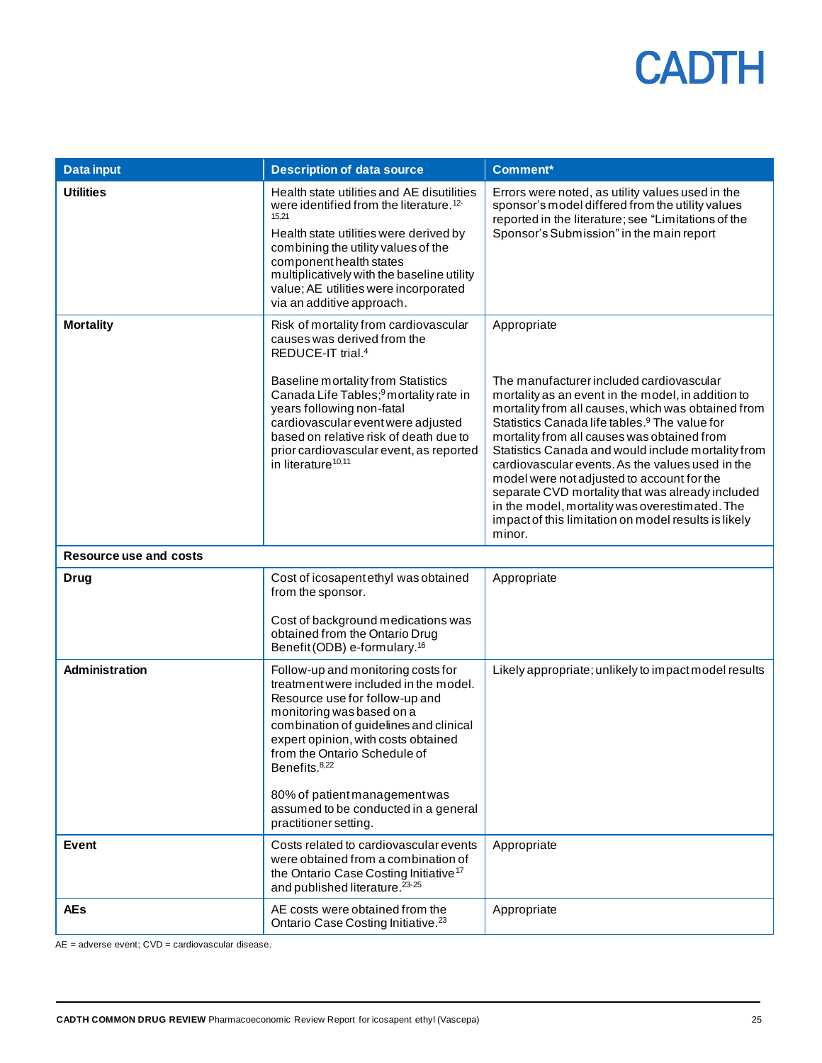| Data input | Description of data source | Comment* |
|---|---|---|
| **Utilities** | Health state utilities and AE disutilities were identified from the literature.[12-15,21]<br>Health state utilities were derived by combining the utility values of the component health states multiplicatively with the baseline utility value; AE utilities were incorporated via an additive approach. | Errors were noted, as utility values used in the sponsor's model differed from the utility values reported in the literature; see "Limitations of the Sponsor's Submission" in the main report |
| **Mortality** | Risk of mortality from cardiovascular causes was derived from the REDUCE-IT trial.[4] | Appropriate |
| | Baseline mortality from Statistics Canada Life Tables;[9] mortality rate in years following non-fatal cardiovascular event were adjusted based on relative risk of death due to prior cardiovascular event, as reported in literature[10,11] | The manufacturer included cardiovascular mortality as an event in the model, in addition to mortality from all causes, which was obtained from Statistics Canada life tables.[9] The value for mortality from all causes was obtained from Statistics Canada and would include mortality from cardiovascular events. As the values used in the model were not adjusted to account for the separate CVD mortality that was already included in the model, mortality was overestimated. The impact of this limitation on model results is likely minor. |
| **Resource use and costs** | | |
| **Drug** | Cost of icosapent ethyl was obtained from the sponsor.<br>Cost of background medications was obtained from the Ontario Drug Benefit (ODB) e-formulary.[16] | Appropriate |
| **Administration** | Follow-up and monitoring costs for treatment were included in the model. Resource use for follow-up and monitoring was based on a combination of guidelines and clinical expert opinion, with costs obtained from the Ontario Schedule of Benefits.[8,22]<br>80% of patient management was assumed to be conducted in a general practitioner setting. | Likely appropriate; unlikely to impact model results |
| **Event** | Costs related to cardiovascular events were obtained from a combination of the Ontario Case Costing Initiative[17] and published literature.[23-25] | Appropriate |
| **AEs** | AE costs were obtained from the Ontario Case Costing Initiative.[23] | Appropriate |

AE = adverse event; CVD = cardiovascular disease.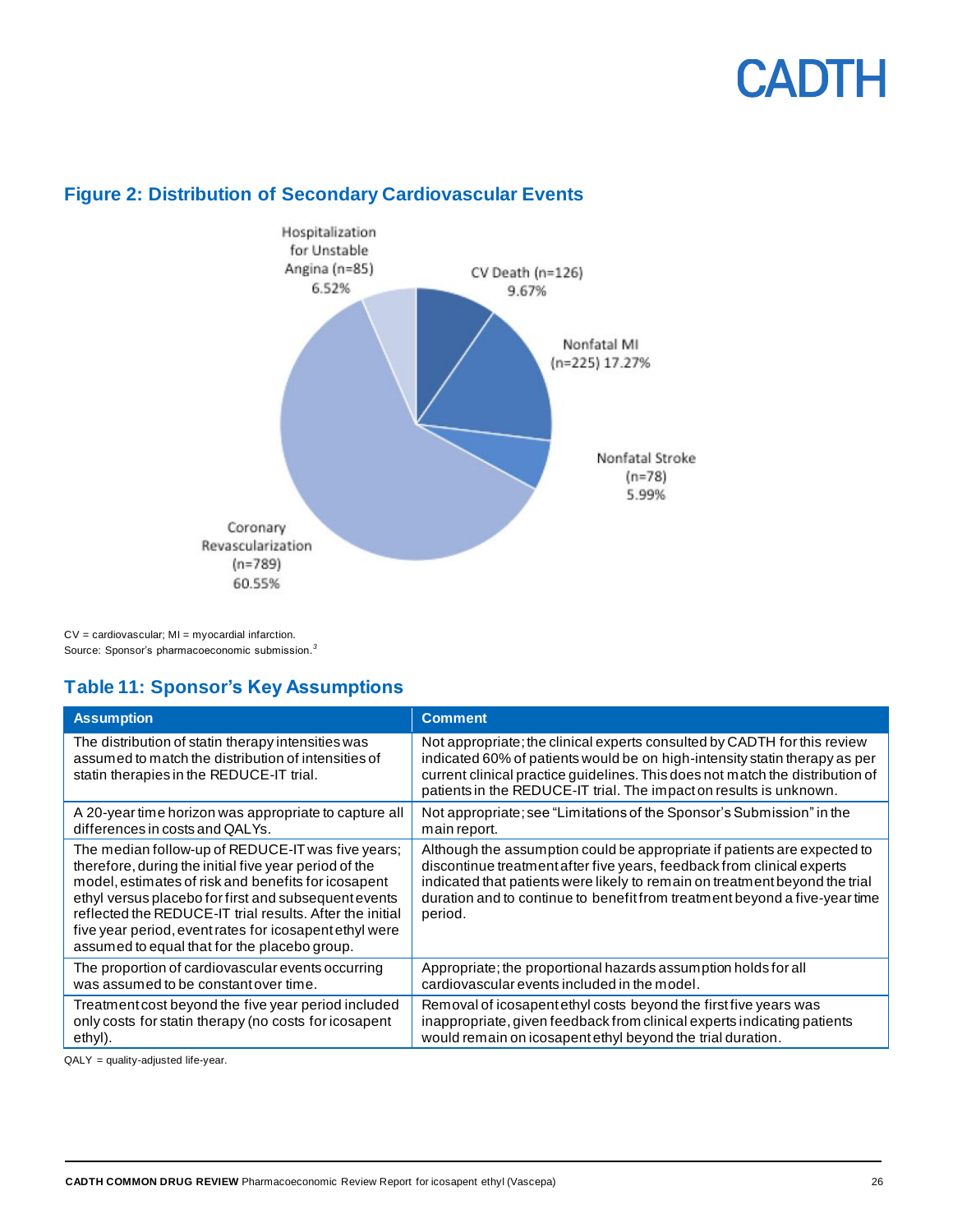## Figure 2: Distribution of Secondary Cardiovascular Events

Hospitalization for Unstable Angina (n=85) 6.52%

CV Death (n=126) 9.67%

Nonfatal MI (n=225) 17.27%

Nonfatal Stroke (n=78) 5.99%

Coronary Revascularization (n=789) 60.55%

CV = cardiovascular; MI = myocardial infarction.
Source: Sponsor's pharmacoeconomic submission.[3]

## Table 11: Sponsor's Key Assumptions

| Assumption | Comment |
| --- | --- |
| The distribution of statin therapy intensities was assumed to match the distribution of intensities of statin therapies in the REDUCE-IT trial. | Not appropriate; the clinical experts consulted by CADTH for this review indicated 60% of patients would be on high-intensity statin therapy as per current clinical practice guidelines. This does not match the distribution of patients in the REDUCE-IT trial. The impact on results is unknown. |
| A 20-year time horizon was appropriate to capture all differences in costs and QALYs. | Not appropriate; see "Limitations of the Sponsor's Submission" in the main report. |
| The median follow-up of REDUCE-IT was five years; therefore, during the initial five year period of the model, estimates of risk and benefits for icosapent ethyl versus placebo for first and subsequent events reflected the REDUCE-IT trial results. After the initial five year period, event rates for icosapent ethyl were assumed to equal that for the placebo group. | Although the assumption could be appropriate if patients are expected to discontinue treatment after five years, feedback from clinical experts indicated that patients were likely to remain on treatment beyond the trial duration and to continue to benefit from treatment beyond a five-year time period. |
| The proportion of cardiovascular events occurring was assumed to be constant over time. | Appropriate; the proportional hazards assumption holds for all cardiovascular events included in the model. |
| Treatment cost beyond the five year period included only costs for statin therapy (no costs for icosapent ethyl). | Removal of icosapent ethyl costs beyond the first five years was inappropriate, given feedback from clinical experts indicating patients would remain on icosapent ethyl beyond the trial duration. |

QALY = quality-adjusted life-year.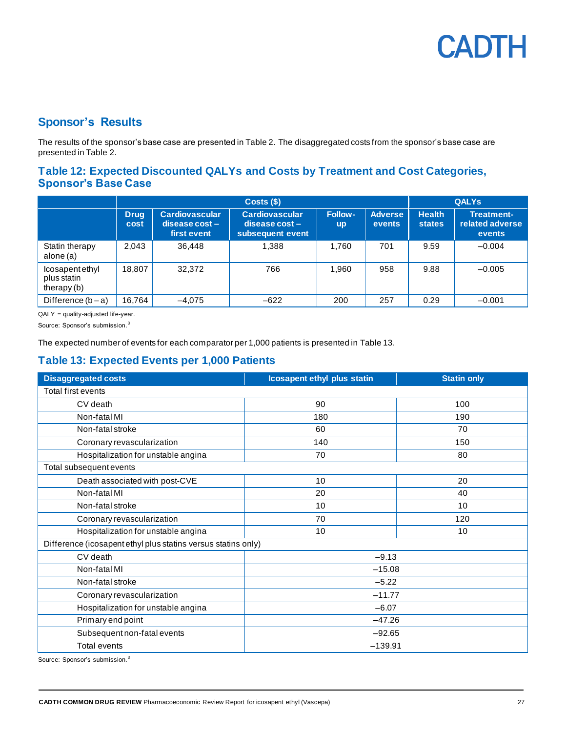## Sponsor's Results

The results of the sponsor's base case are presented in Table 2. The disaggregated costs from the sponsor's base case are presented in Table 2.

### Table 12: Expected Discounted QALYs and Costs by Treatment and Cost Categories, Sponsor's Base Case

| | Costs ($) | | | | | QALYs | |
|---|---|---|---|---|---|---|---|
| | Drug cost | Cardiovascular disease cost – first event | Cardiovascular disease cost – subsequent event | Follow-up | Adverse events | Health states | Treatment-related adverse events |
| Statin therapy alone (a) | 2,043 | 36,448 | 1,388 | 1,760 | 701 | 9.59 | –0.004 |
| Icosapent ethyl plus statin therapy (b) | 18,807 | 32,372 | 766 | 1,960 | 958 | 9.88 | –0.005 |
| Difference (b – a) | 16,764 | –4,075 | –622 | 200 | 257 | 0.29 | –0.001 |

QALY = quality-adjusted life-year.

Source: Sponsor's submission.[3]

The expected number of events for each comparator per 1,000 patients is presented in Table 13.

### Table 13: Expected Events per 1,000 Patients

| Disaggregated costs | Icosapent ethyl plus statin | Statin only |
|---|---|---|
| Total first events | | |
| CV death | 90 | 100 |
| Non-fatal MI | 180 | 190 |
| Non-fatal stroke | 60 | 70 |
| Coronary revascularization | 140 | 150 |
| Hospitalization for unstable angina | 70 | 80 |
| Total subsequent events | | |
| Death associated with post-CVE | 10 | 20 |
| Non-fatal MI | 20 | 40 |
| Non-fatal stroke | 10 | 10 |
| Coronary revascularization | 70 | 120 |
| Hospitalization for unstable angina | 10 | 10 |
| Difference (icosapent ethyl plus statins versus statins only) | | |
| CV death | –9.13 | |
| Non-fatal MI | –15.08 | |
| Non-fatal stroke | –5.22 | |
| Coronary revascularization | –11.77 | |
| Hospitalization for unstable angina | –6.07 | |
| Primary end point | –47.26 | |
| Subsequent non-fatal events | –92.65 | |
| Total events | –139.91 | |

Source: Sponsor's submission.[3]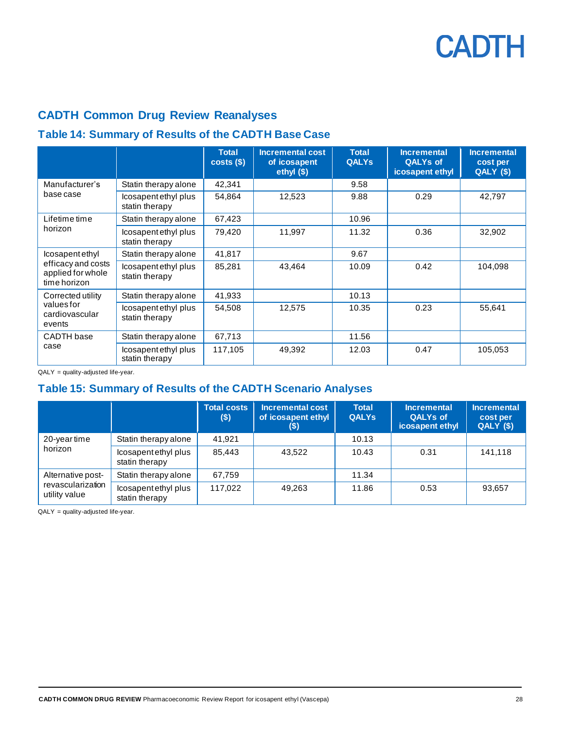## CADTH Common Drug Review Reanalyses

### Table 14: Summary of Results of the CADTH Base Case

| | | Total costs ($) | Incremental cost of icosapent ethyl ($) | Total QALYs | Incremental QALYs of icosapent ethyl | Incremental cost per QALY ($) |
|---|---|---|---|---|---|---|
| Manufacturer's base case | Statin therapy alone | 42,341 | | 9.58 | | |
| | Icosapent ethyl plus statin therapy | 54,864 | 12,523 | 9.88 | 0.29 | 42,797 |
| Lifetime time horizon | Statin therapy alone | 67,423 | | 10.96 | | |
| | Icosapent ethyl plus statin therapy | 79,420 | 11,997 | 11.32 | 0.36 | 32,902 |
| Icosapent ethyl efficacy and costs applied for whole time horizon | Statin therapy alone | 41,817 | | 9.67 | | |
| | Icosapent ethyl plus statin therapy | 85,281 | 43,464 | 10.09 | 0.42 | 104,098 |
| Corrected utility values for cardiovascular events | Statin therapy alone | 41,933 | | 10.13 | | |
| | Icosapent ethyl plus statin therapy | 54,508 | 12,575 | 10.35 | 0.23 | 55,641 |
| CADTH base case | Statin therapy alone | 67,713 | | 11.56 | | |
| | Icosapent ethyl plus statin therapy | 117,105 | 49,392 | 12.03 | 0.47 | 105,053 |

QALY = quality-adjusted life-year.

### Table 15: Summary of Results of the CADTH Scenario Analyses

| | | Total costs ($) | Incremental cost of icosapent ethyl ($) | Total QALYs | Incremental QALYs of icosapent ethyl | Incremental cost per QALY ($) |
|---|---|---|---|---|---|---|
| 20-year time horizon | Statin therapy alone | 41,921 | | 10.13 | | |
| | Icosapent ethyl plus statin therapy | 85,443 | 43,522 | 10.43 | 0.31 | 141,118 |
| Alternative post-revascularization utility value | Statin therapy alone | 67,759 | | 11.34 | | |
| | Icosapent ethyl plus statin therapy | 117,022 | 49,263 | 11.86 | 0.53 | 93,657 |

QALY = quality-adjusted life-year.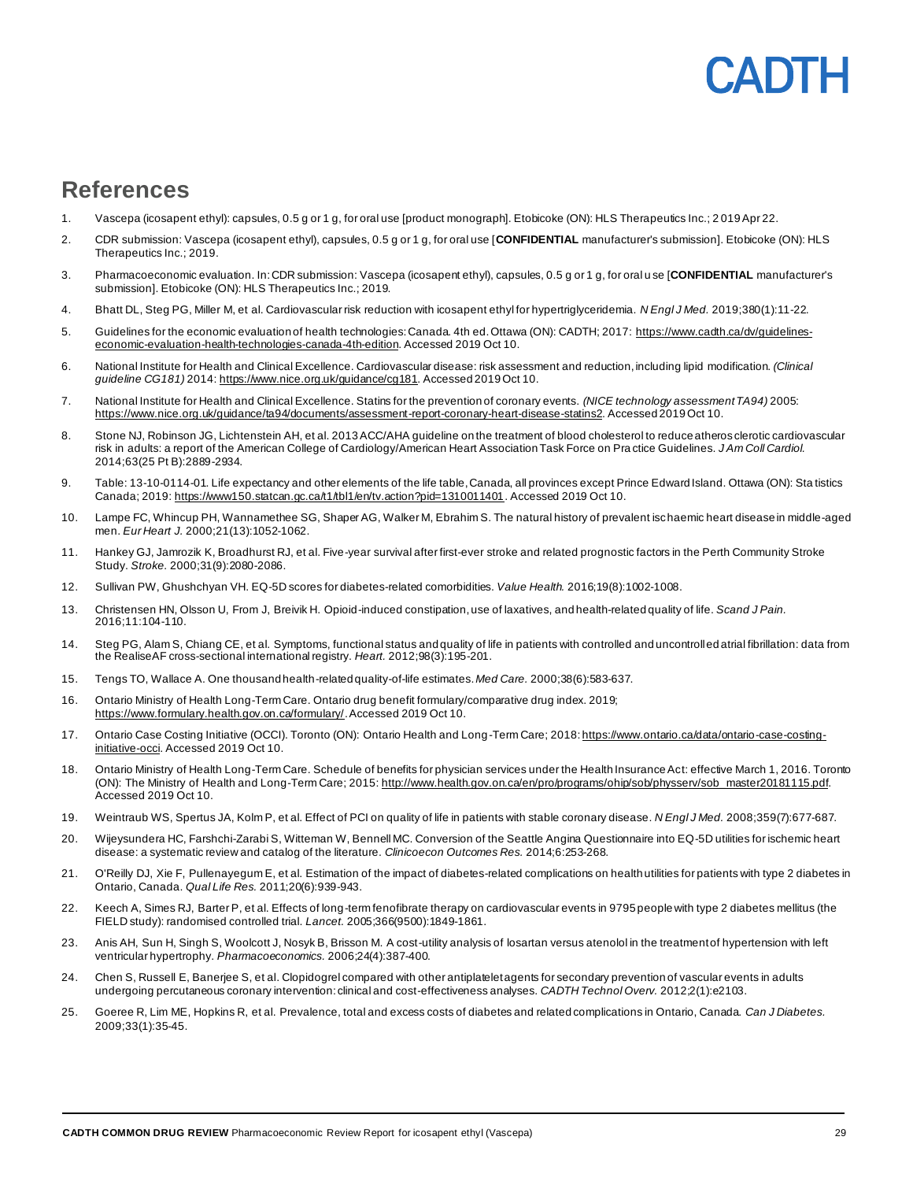## References

1. Vascepa (icosapent ethyl): capsules, 0.5 g or 1 g, for oral use [product monograph]. Etobicoke (ON): HLS Therapeutics Inc.; 2019 Apr 22.
2. CDR submission: Vascepa (icosapent ethyl), capsules, 0.5 g or 1 g, for oral use [**CONFIDENTIAL** manufacturer's submission]. Etobicoke (ON): HLS Therapeutics Inc.; 2019.
3. Pharmacoeconomic evaluation. In: CDR submission: Vascepa (icosapent ethyl), capsules, 0.5 g or 1 g, for oral use [**CONFIDENTIAL** manufacturer's submission]. Etobicoke (ON): HLS Therapeutics Inc.; 2019.
4. Bhatt DL, Steg PG, Miller M, et al. Cardiovascular risk reduction with icosapent ethyl for hypertriglyceridemia. *N Engl J Med.* 2019;380(1):11-22.
5. Guidelines for the economic evaluation of health technologies: Canada. 4th ed. Ottawa (ON): CADTH; 2017: https://www.cadth.ca/dv/guidelines-economic-evaluation-health-technologies-canada-4th-edition. Accessed 2019 Oct 10.
6. National Institute for Health and Clinical Excellence. Cardiovascular disease: risk assessment and reduction, including lipid modification. *(Clinical guideline CG181)* 2014: https://www.nice.org.uk/guidance/cg181. Accessed 2019 Oct 10.
7. National Institute for Health and Clinical Excellence. Statins for the prevention of coronary events. *(NICE technology assessment TA94)* 2005: https://www.nice.org.uk/guidance/ta94/documents/assessment-report-coronary-heart-disease-statins2. Accessed 2019 Oct 10.
8. Stone NJ, Robinson JG, Lichtenstein AH, et al. 2013 ACC/AHA guideline on the treatment of blood cholesterol to reduce atherosclerotic cardiovascular risk in adults: a report of the American College of Cardiology/American Heart Association Task Force on Practice Guidelines. *J Am Coll Cardiol.* 2014;63(25 Pt B):2889-2934.
9. Table: 13-10-0114-01. Life expectancy and other elements of the life table, Canada, all provinces except Prince Edward Island. Ottawa (ON): Statistics Canada; 2019: https://www150.statcan.gc.ca/t1/tbl1/en/tv.action?pid=1310011401. Accessed 2019 Oct 10.
10. Lampe FC, Whincup PH, Wannamethee SG, Shaper AG, Walker M, Ebrahim S. The natural history of prevalent ischaemic heart disease in middle-aged men. *Eur Heart J.* 2000;21(13):1052-1062.
11. Hankey GJ, Jamrozik K, Broadhurst RJ, et al. Five-year survival after first-ever stroke and related prognostic factors in the Perth Community Stroke Study. *Stroke.* 2000;31(9):2080-2086.
12. Sullivan PW, Ghushchyan VH. EQ-5D scores for diabetes-related comorbidities. *Value Health.* 2016;19(8):1002-1008.
13. Christensen HN, Olsson U, From J, Breivik H. Opioid-induced constipation, use of laxatives, and health-related quality of life. *Scand J Pain.* 2016;11:104-110.
14. Steg PG, Alam S, Chiang CE, et al. Symptoms, functional status and quality of life in patients with controlled and uncontrolled atrial fibrillation: data from the RealiseAF cross-sectional international registry. *Heart.* 2012;98(3):195-201.
15. Tengs TO, Wallace A. One thousand health-related quality-of-life estimates. *Med Care.* 2000;38(6):583-637.
16. Ontario Ministry of Health Long-Term Care. Ontario drug benefit formulary/comparative drug index. 2019; https://www.formulary.health.gov.on.ca/formulary/. Accessed 2019 Oct 10.
17. Ontario Case Costing Initiative (OCCI). Toronto (ON): Ontario Health and Long-Term Care; 2018: https://www.ontario.ca/data/ontario-case-costing-initiative-occi. Accessed 2019 Oct 10.
18. Ontario Ministry of Health Long-Term Care. Schedule of benefits for physician services under the Health Insurance Act: effective March 1, 2016. Toronto (ON): The Ministry of Health and Long-Term Care; 2015: http://www.health.gov.on.ca/en/pro/programs/ohip/sob/physserv/sob_master20181115.pdf. Accessed 2019 Oct 10.
19. Weintraub WS, Spertus JA, Kolm P, et al. Effect of PCI on quality of life in patients with stable coronary disease. *N Engl J Med.* 2008;359(7):677-687.
20. Wijeysundera HC, Farshchi-Zarabi S, Witteman W, Bennell MC. Conversion of the Seattle Angina Questionnaire into EQ-5D utilities for ischemic heart disease: a systematic review and catalog of the literature. *Clinicoecon Outcomes Res.* 2014;6:253-268.
21. O'Reilly DJ, Xie F, Pullenayegum E, et al. Estimation of the impact of diabetes-related complications on health utilities for patients with type 2 diabetes in Ontario, Canada. *Qual Life Res.* 2011;20(6):939-943.
22. Keech A, Simes RJ, Barter P, et al. Effects of long-term fenofibrate therapy on cardiovascular events in 9795 people with type 2 diabetes mellitus (the FIELD study): randomised controlled trial. *Lancet.* 2005;366(9500):1849-1861.
23. Anis AH, Sun H, Singh S, Woolcott J, Nosyk B, Brisson M. A cost-utility analysis of losartan versus atenolol in the treatment of hypertension with left ventricular hypertrophy. *Pharmacoeconomics.* 2006;24(4):387-400.
24. Chen S, Russell E, Banerjee S, et al. Clopidogrel compared with other antiplatelet agents for secondary prevention of vascular events in adults undergoing percutaneous coronary intervention: clinical and cost-effectiveness analyses. *CADTH Technol Overv.* 2012;2(1):e2103.
25. Goeree R, Lim ME, Hopkins R, et al. Prevalence, total and excess costs of diabetes and related complications in Ontario, Canada. *Can J Diabetes.* 2009;33(1):35-45.